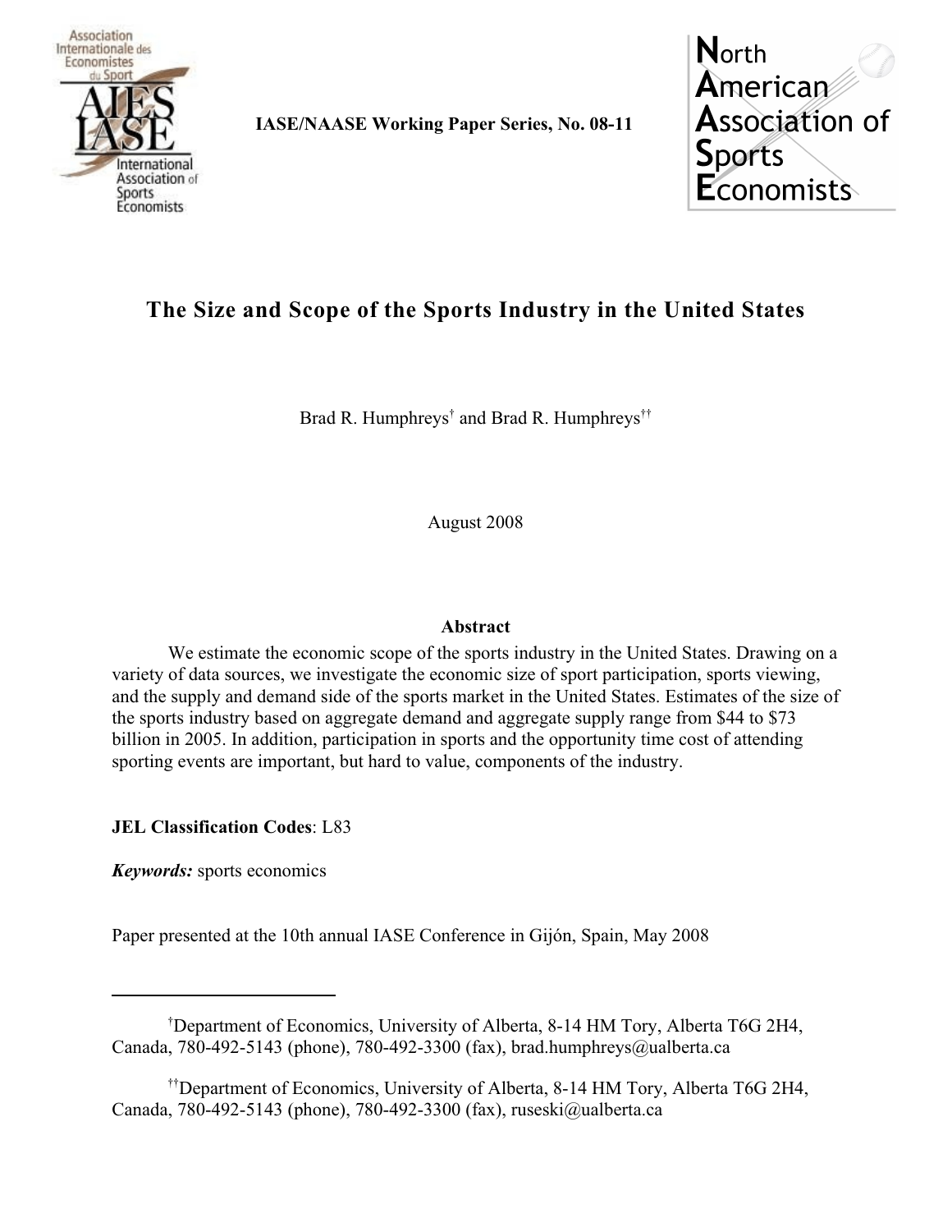IASE/NAASE Working Paper Series, No. 08-11

# The Size and Scope of the Sports Industry in the United States

Brad R. Humphreys[†] and Brad R. Humphreys[††]

August 2008

## Abstract

We estimate the economic scope of the sports industry in the United States. Drawing on a variety of data sources, we investigate the economic size of sport participation, sports viewing, and the supply and demand side of the sports market in the United States. Estimates of the size of the sports industry based on aggregate demand and aggregate supply range from $44 to $73 billion in 2005. In addition, participation in sports and the opportunity time cost of attending sporting events are important, but hard to value, components of the industry.

**JEL Classification Codes**: L83

***Keywords:*** sports economics

Paper presented at the 10th annual IASE Conference in Gijón, Spain, May 2008

---

[†]Department of Economics, University of Alberta, 8-14 HM Tory, Alberta T6G 2H4, Canada, 780-492-5143 (phone), 780-492-3300 (fax), brad.humphreys@ualberta.ca

[††]Department of Economics, University of Alberta, 8-14 HM Tory, Alberta T6G 2H4, Canada, 780-492-5143 (phone), 780-492-3300 (fax), ruseski@ualberta.ca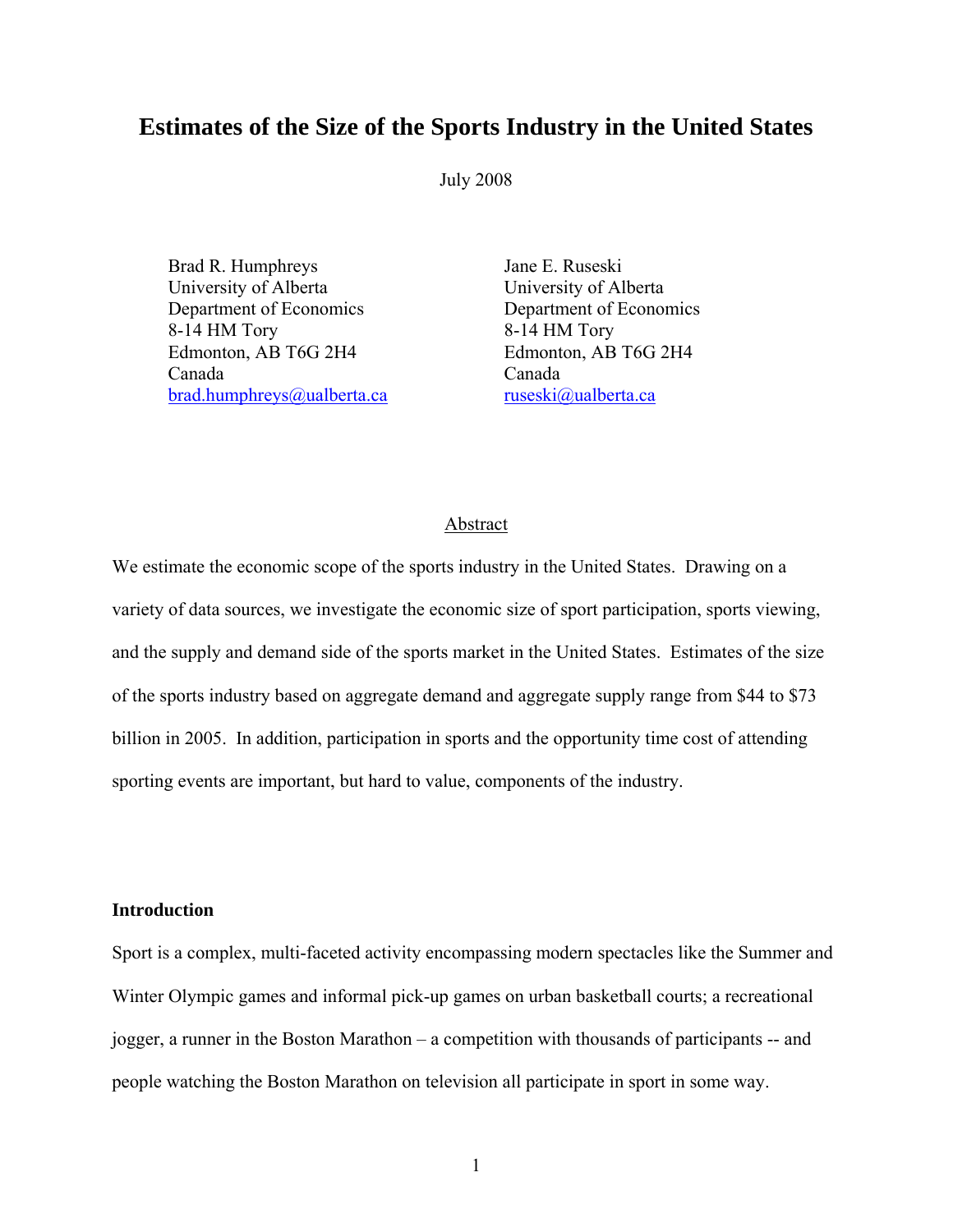# Estimates of the Size of the Sports Industry in the United States

July 2008

Brad R. Humphreys
University of Alberta
Department of Economics
8-14 HM Tory
Edmonton, AB T6G 2H4
Canada
brad.humphreys@ualberta.ca

Jane E. Ruseski
University of Alberta
Department of Economics
8-14 HM Tory
Edmonton, AB T6G 2H4
Canada
ruseski@ualberta.ca

## Abstract

We estimate the economic scope of the sports industry in the United States. Drawing on a variety of data sources, we investigate the economic size of sport participation, sports viewing, and the supply and demand side of the sports market in the United States. Estimates of the size of the sports industry based on aggregate demand and aggregate supply range from $44 to $73 billion in 2005. In addition, participation in sports and the opportunity time cost of attending sporting events are important, but hard to value, components of the industry.

## Introduction

Sport is a complex, multi-faceted activity encompassing modern spectacles like the Summer and Winter Olympic games and informal pick-up games on urban basketball courts; a recreational jogger, a runner in the Boston Marathon – a competition with thousands of participants -- and people watching the Boston Marathon on television all participate in sport in some way.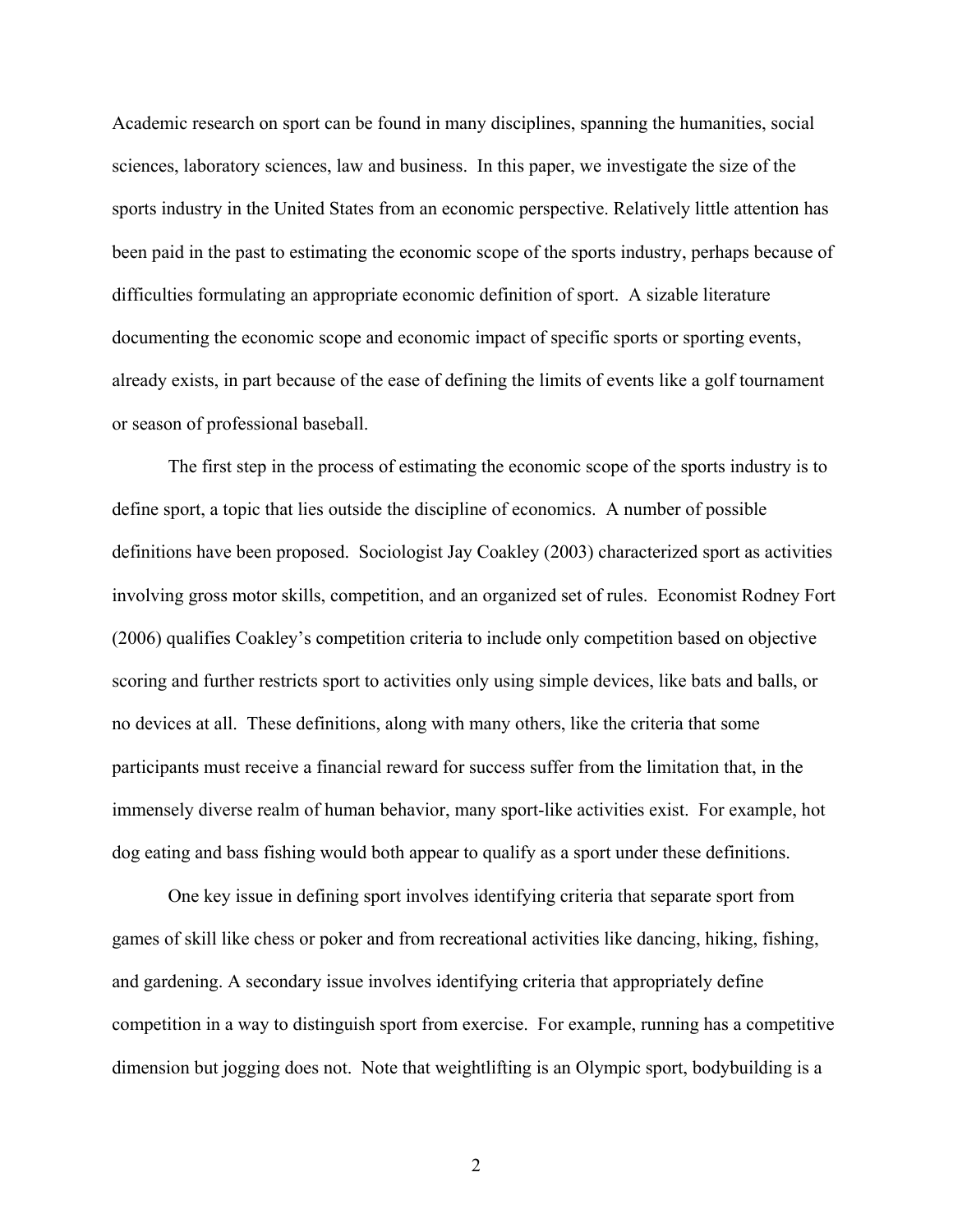Academic research on sport can be found in many disciplines, spanning the humanities, social sciences, laboratory sciences, law and business. In this paper, we investigate the size of the sports industry in the United States from an economic perspective. Relatively little attention has been paid in the past to estimating the economic scope of the sports industry, perhaps because of difficulties formulating an appropriate economic definition of sport. A sizable literature documenting the economic scope and economic impact of specific sports or sporting events, already exists, in part because of the ease of defining the limits of events like a golf tournament or season of professional baseball.

The first step in the process of estimating the economic scope of the sports industry is to define sport, a topic that lies outside the discipline of economics. A number of possible definitions have been proposed. Sociologist Jay Coakley (2003) characterized sport as activities involving gross motor skills, competition, and an organized set of rules. Economist Rodney Fort (2006) qualifies Coakley's competition criteria to include only competition based on objective scoring and further restricts sport to activities only using simple devices, like bats and balls, or no devices at all. These definitions, along with many others, like the criteria that some participants must receive a financial reward for success suffer from the limitation that, in the immensely diverse realm of human behavior, many sport-like activities exist. For example, hot dog eating and bass fishing would both appear to qualify as a sport under these definitions.

One key issue in defining sport involves identifying criteria that separate sport from games of skill like chess or poker and from recreational activities like dancing, hiking, fishing, and gardening. A secondary issue involves identifying criteria that appropriately define competition in a way to distinguish sport from exercise. For example, running has a competitive dimension but jogging does not. Note that weightlifting is an Olympic sport, bodybuilding is a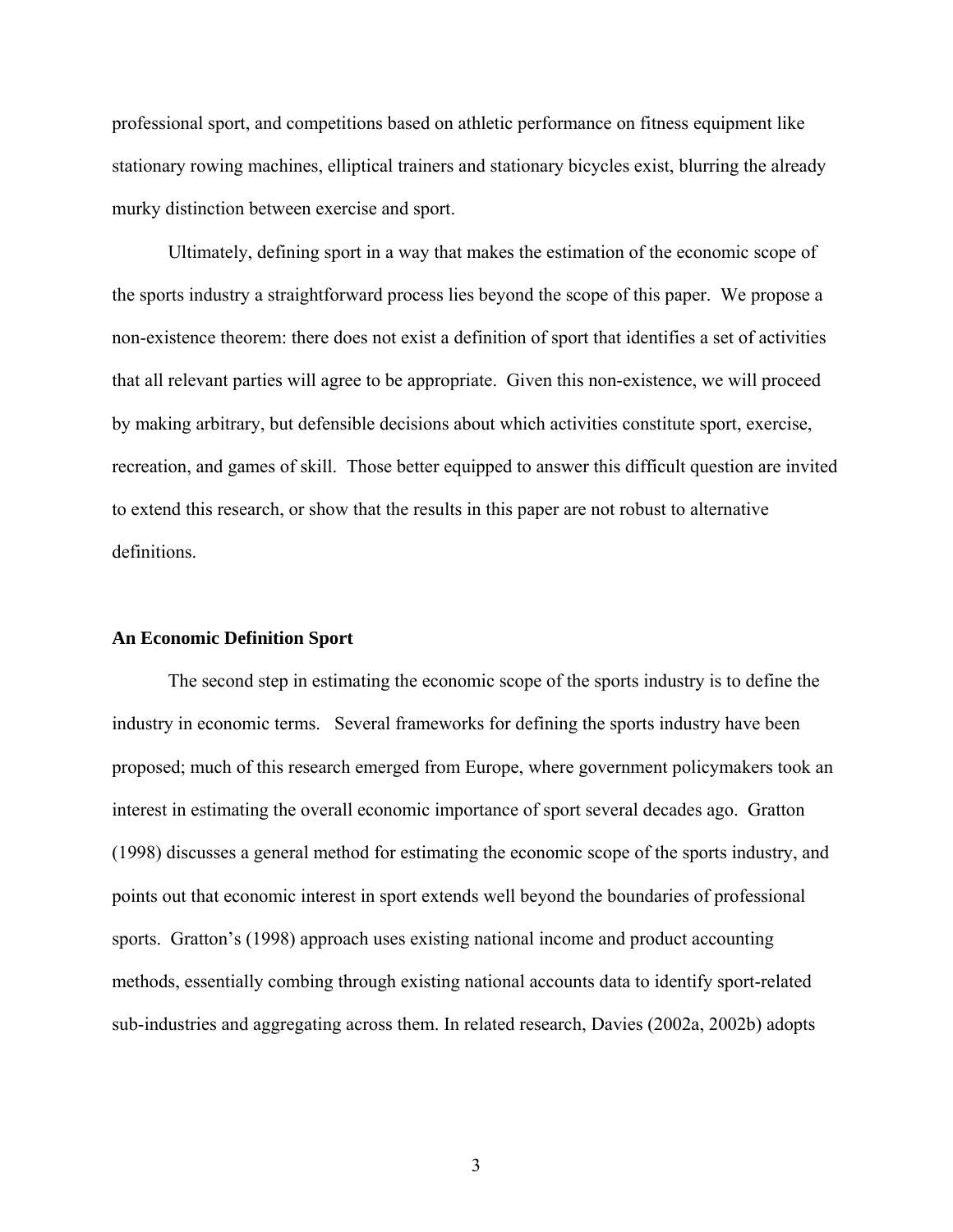professional sport, and competitions based on athletic performance on fitness equipment like stationary rowing machines, elliptical trainers and stationary bicycles exist, blurring the already murky distinction between exercise and sport.

Ultimately, defining sport in a way that makes the estimation of the economic scope of the sports industry a straightforward process lies beyond the scope of this paper. We propose a non-existence theorem: there does not exist a definition of sport that identifies a set of activities that all relevant parties will agree to be appropriate. Given this non-existence, we will proceed by making arbitrary, but defensible decisions about which activities constitute sport, exercise, recreation, and games of skill. Those better equipped to answer this difficult question are invited to extend this research, or show that the results in this paper are not robust to alternative definitions.

**An Economic Definition Sport**

The second step in estimating the economic scope of the sports industry is to define the industry in economic terms. Several frameworks for defining the sports industry have been proposed; much of this research emerged from Europe, where government policymakers took an interest in estimating the overall economic importance of sport several decades ago. Gratton (1998) discusses a general method for estimating the economic scope of the sports industry, and points out that economic interest in sport extends well beyond the boundaries of professional sports. Gratton's (1998) approach uses existing national income and product accounting methods, essentially combing through existing national accounts data to identify sport-related sub-industries and aggregating across them. In related research, Davies (2002a, 2002b) adopts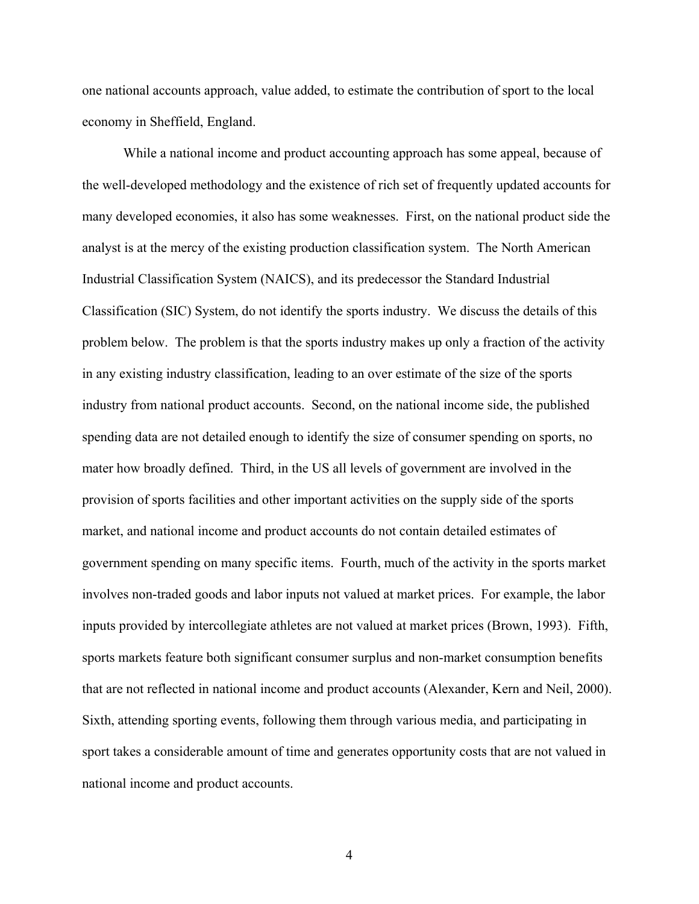one national accounts approach, value added, to estimate the contribution of sport to the local economy in Sheffield, England.

While a national income and product accounting approach has some appeal, because of the well-developed methodology and the existence of rich set of frequently updated accounts for many developed economies, it also has some weaknesses. First, on the national product side the analyst is at the mercy of the existing production classification system. The North American Industrial Classification System (NAICS), and its predecessor the Standard Industrial Classification (SIC) System, do not identify the sports industry. We discuss the details of this problem below. The problem is that the sports industry makes up only a fraction of the activity in any existing industry classification, leading to an over estimate of the size of the sports industry from national product accounts. Second, on the national income side, the published spending data are not detailed enough to identify the size of consumer spending on sports, no mater how broadly defined. Third, in the US all levels of government are involved in the provision of sports facilities and other important activities on the supply side of the sports market, and national income and product accounts do not contain detailed estimates of government spending on many specific items. Fourth, much of the activity in the sports market involves non-traded goods and labor inputs not valued at market prices. For example, the labor inputs provided by intercollegiate athletes are not valued at market prices (Brown, 1993). Fifth, sports markets feature both significant consumer surplus and non-market consumption benefits that are not reflected in national income and product accounts (Alexander, Kern and Neil, 2000). Sixth, attending sporting events, following them through various media, and participating in sport takes a considerable amount of time and generates opportunity costs that are not valued in national income and product accounts.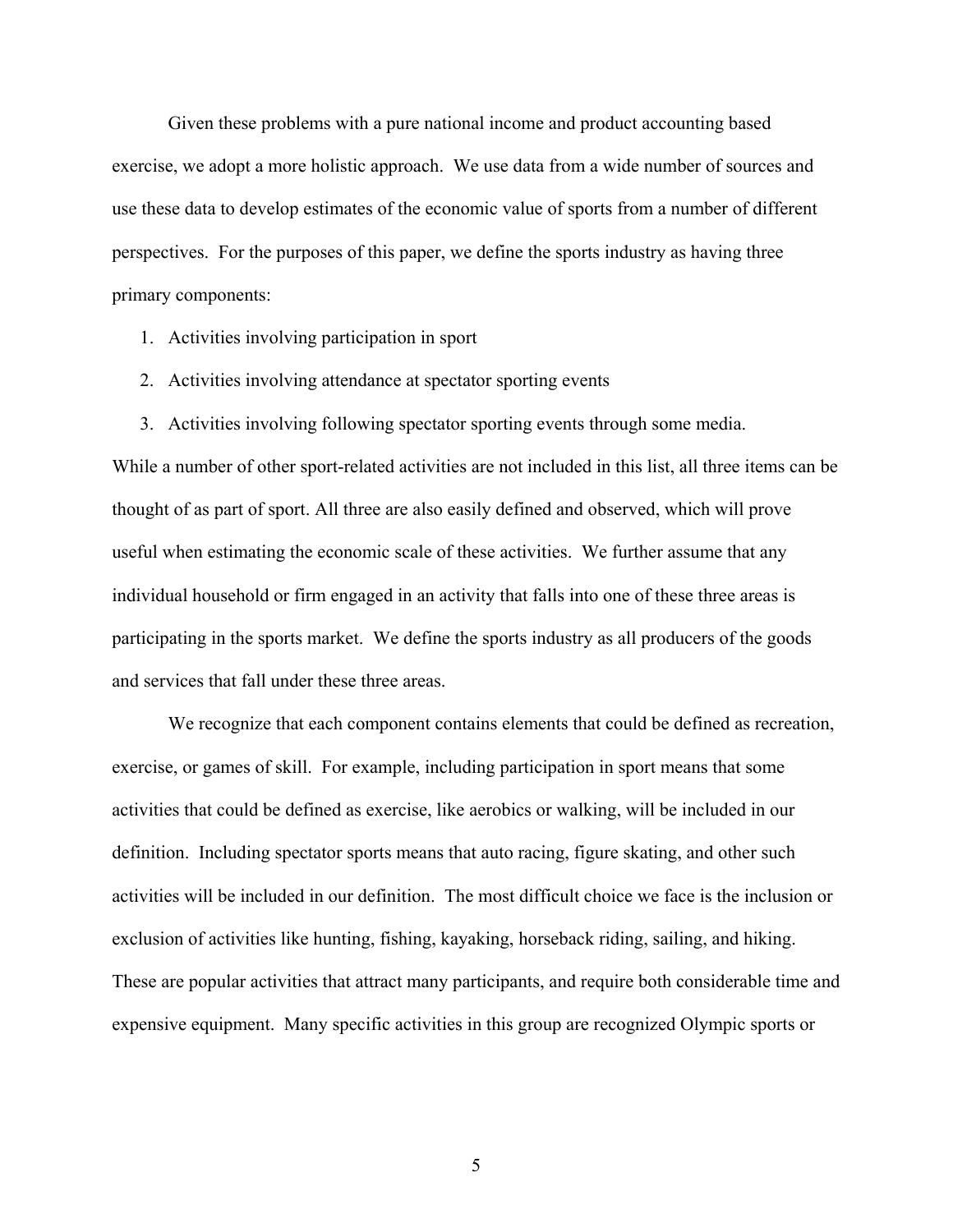Given these problems with a pure national income and product accounting based exercise, we adopt a more holistic approach. We use data from a wide number of sources and use these data to develop estimates of the economic value of sports from a number of different perspectives. For the purposes of this paper, we define the sports industry as having three primary components:

1. Activities involving participation in sport
2. Activities involving attendance at spectator sporting events
3. Activities involving following spectator sporting events through some media.

While a number of other sport-related activities are not included in this list, all three items can be thought of as part of sport. All three are also easily defined and observed, which will prove useful when estimating the economic scale of these activities. We further assume that any individual household or firm engaged in an activity that falls into one of these three areas is participating in the sports market. We define the sports industry as all producers of the goods and services that fall under these three areas.

We recognize that each component contains elements that could be defined as recreation, exercise, or games of skill. For example, including participation in sport means that some activities that could be defined as exercise, like aerobics or walking, will be included in our definition. Including spectator sports means that auto racing, figure skating, and other such activities will be included in our definition. The most difficult choice we face is the inclusion or exclusion of activities like hunting, fishing, kayaking, horseback riding, sailing, and hiking. These are popular activities that attract many participants, and require both considerable time and expensive equipment. Many specific activities in this group are recognized Olympic sports or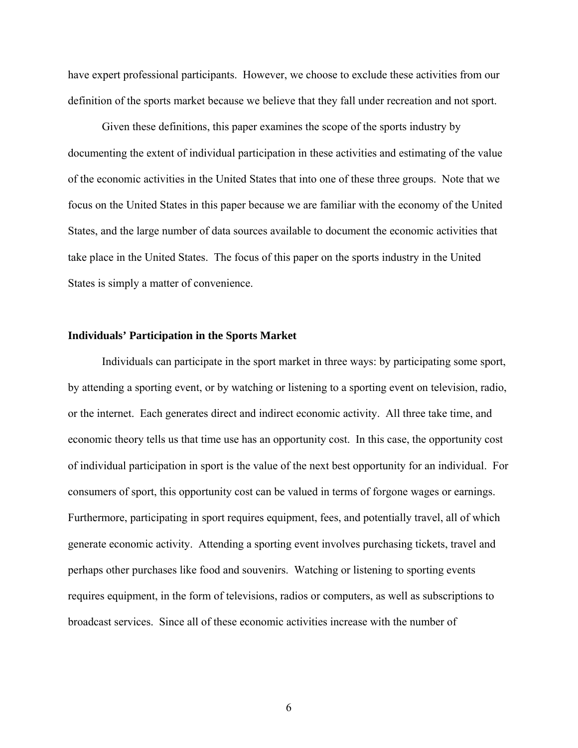have expert professional participants. However, we choose to exclude these activities from our definition of the sports market because we believe that they fall under recreation and not sport.

Given these definitions, this paper examines the scope of the sports industry by documenting the extent of individual participation in these activities and estimating of the value of the economic activities in the United States that into one of these three groups. Note that we focus on the United States in this paper because we are familiar with the economy of the United States, and the large number of data sources available to document the economic activities that take place in the United States. The focus of this paper on the sports industry in the United States is simply a matter of convenience.

**Individuals' Participation in the Sports Market**

Individuals can participate in the sport market in three ways: by participating some sport, by attending a sporting event, or by watching or listening to a sporting event on television, radio, or the internet. Each generates direct and indirect economic activity. All three take time, and economic theory tells us that time use has an opportunity cost. In this case, the opportunity cost of individual participation in sport is the value of the next best opportunity for an individual. For consumers of sport, this opportunity cost can be valued in terms of forgone wages or earnings. Furthermore, participating in sport requires equipment, fees, and potentially travel, all of which generate economic activity. Attending a sporting event involves purchasing tickets, travel and perhaps other purchases like food and souvenirs. Watching or listening to sporting events requires equipment, in the form of televisions, radios or computers, as well as subscriptions to broadcast services. Since all of these economic activities increase with the number of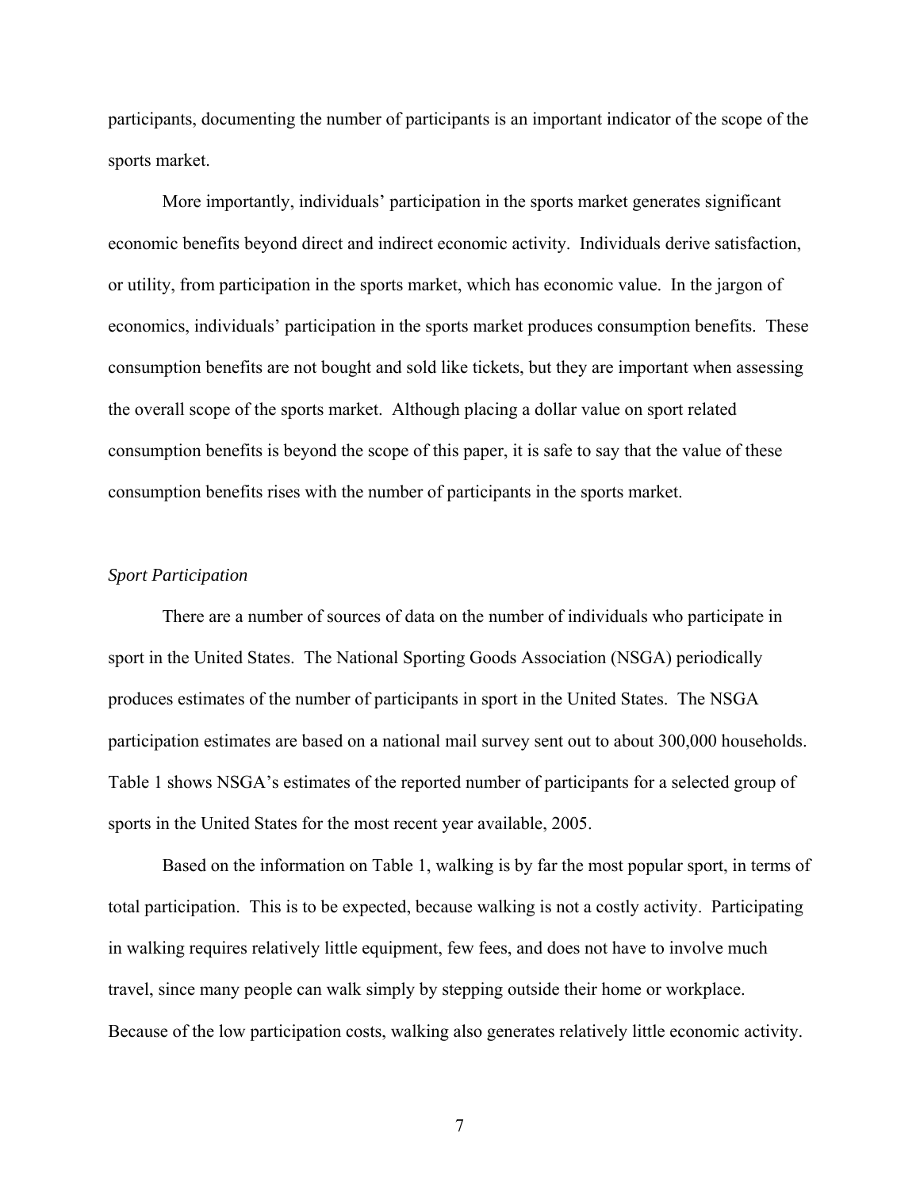participants, documenting the number of participants is an important indicator of the scope of the sports market.

More importantly, individuals' participation in the sports market generates significant economic benefits beyond direct and indirect economic activity. Individuals derive satisfaction, or utility, from participation in the sports market, which has economic value. In the jargon of economics, individuals' participation in the sports market produces consumption benefits. These consumption benefits are not bought and sold like tickets, but they are important when assessing the overall scope of the sports market. Although placing a dollar value on sport related consumption benefits is beyond the scope of this paper, it is safe to say that the value of these consumption benefits rises with the number of participants in the sports market.

*Sport Participation*

There are a number of sources of data on the number of individuals who participate in sport in the United States. The National Sporting Goods Association (NSGA) periodically produces estimates of the number of participants in sport in the United States. The NSGA participation estimates are based on a national mail survey sent out to about 300,000 households. Table 1 shows NSGA's estimates of the reported number of participants for a selected group of sports in the United States for the most recent year available, 2005.

Based on the information on Table 1, walking is by far the most popular sport, in terms of total participation. This is to be expected, because walking is not a costly activity. Participating in walking requires relatively little equipment, few fees, and does not have to involve much travel, since many people can walk simply by stepping outside their home or workplace. Because of the low participation costs, walking also generates relatively little economic activity.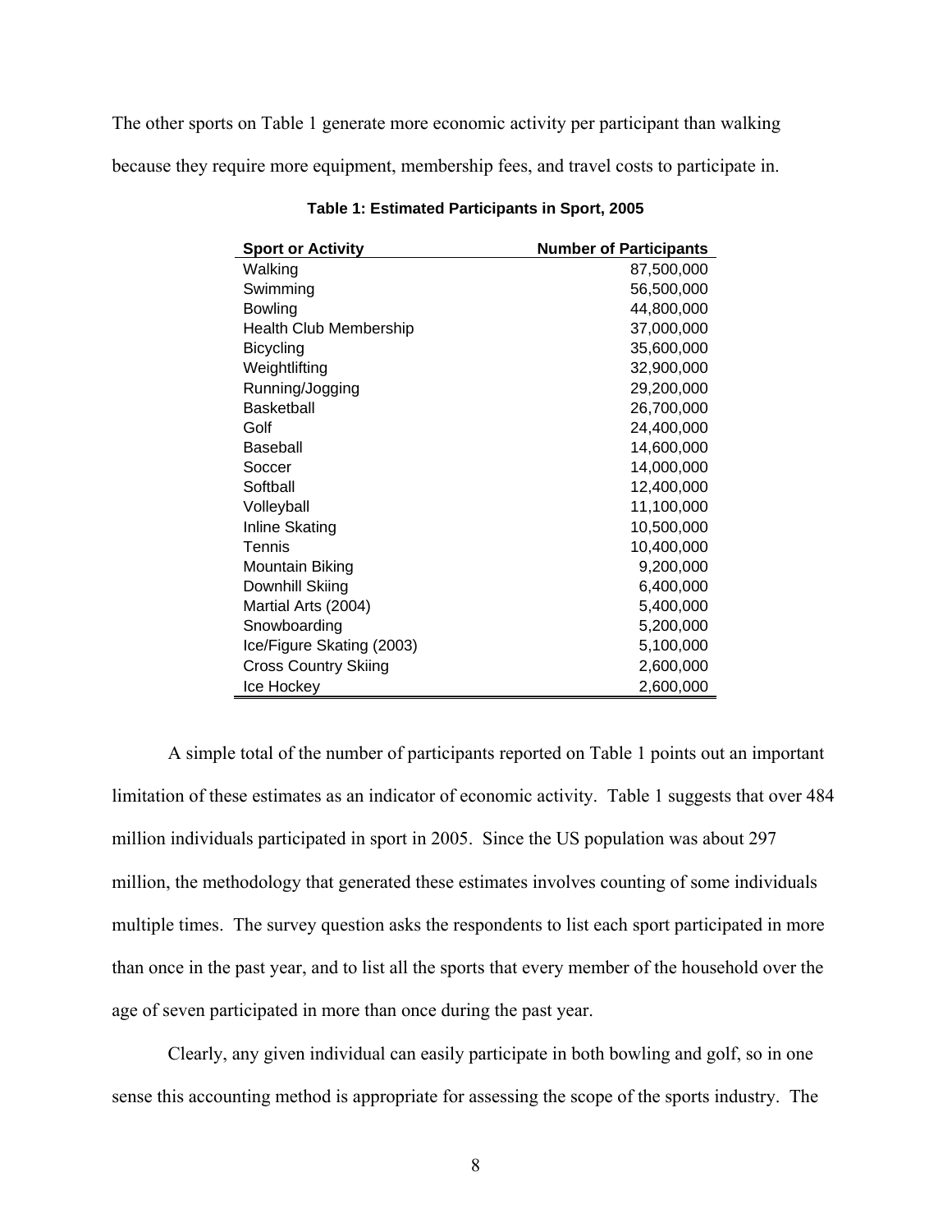The other sports on Table 1 generate more economic activity per participant than walking because they require more equipment, membership fees, and travel costs to participate in.

**Table 1: Estimated Participants in Sport, 2005**

| Sport or Activity | Number of Participants |
|---|---:|
| Walking | 87,500,000 |
| Swimming | 56,500,000 |
| Bowling | 44,800,000 |
| Health Club Membership | 37,000,000 |
| Bicycling | 35,600,000 |
| Weightlifting | 32,900,000 |
| Running/Jogging | 29,200,000 |
| Basketball | 26,700,000 |
| Golf | 24,400,000 |
| Baseball | 14,600,000 |
| Soccer | 14,000,000 |
| Softball | 12,400,000 |
| Volleyball | 11,100,000 |
| Inline Skating | 10,500,000 |
| Tennis | 10,400,000 |
| Mountain Biking | 9,200,000 |
| Downhill Skiing | 6,400,000 |
| Martial Arts (2004) | 5,400,000 |
| Snowboarding | 5,200,000 |
| Ice/Figure Skating (2003) | 5,100,000 |
| Cross Country Skiing | 2,600,000 |
| Ice Hockey | 2,600,000 |

A simple total of the number of participants reported on Table 1 points out an important limitation of these estimates as an indicator of economic activity. Table 1 suggests that over 484 million individuals participated in sport in 2005. Since the US population was about 297 million, the methodology that generated these estimates involves counting of some individuals multiple times. The survey question asks the respondents to list each sport participated in more than once in the past year, and to list all the sports that every member of the household over the age of seven participated in more than once during the past year.

Clearly, any given individual can easily participate in both bowling and golf, so in one sense this accounting method is appropriate for assessing the scope of the sports industry. The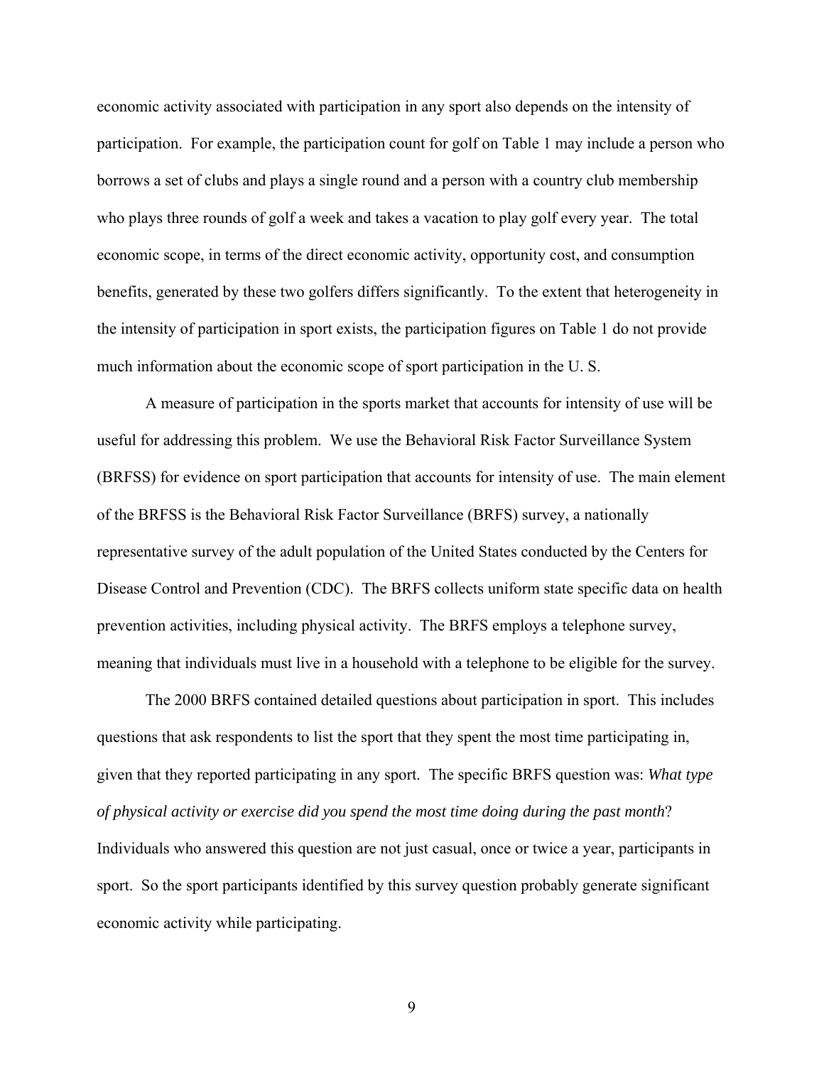economic activity associated with participation in any sport also depends on the intensity of participation. For example, the participation count for golf on Table 1 may include a person who borrows a set of clubs and plays a single round and a person with a country club membership who plays three rounds of golf a week and takes a vacation to play golf every year. The total economic scope, in terms of the direct economic activity, opportunity cost, and consumption benefits, generated by these two golfers differs significantly. To the extent that heterogeneity in the intensity of participation in sport exists, the participation figures on Table 1 do not provide much information about the economic scope of sport participation in the U. S.

A measure of participation in the sports market that accounts for intensity of use will be useful for addressing this problem. We use the Behavioral Risk Factor Surveillance System (BRFSS) for evidence on sport participation that accounts for intensity of use. The main element of the BRFSS is the Behavioral Risk Factor Surveillance (BRFS) survey, a nationally representative survey of the adult population of the United States conducted by the Centers for Disease Control and Prevention (CDC). The BRFS collects uniform state specific data on health prevention activities, including physical activity. The BRFS employs a telephone survey, meaning that individuals must live in a household with a telephone to be eligible for the survey.

The 2000 BRFS contained detailed questions about participation in sport. This includes questions that ask respondents to list the sport that they spent the most time participating in, given that they reported participating in any sport. The specific BRFS question was: *What type of physical activity or exercise did you spend the most time doing during the past month*? Individuals who answered this question are not just casual, once or twice a year, participants in sport. So the sport participants identified by this survey question probably generate significant economic activity while participating.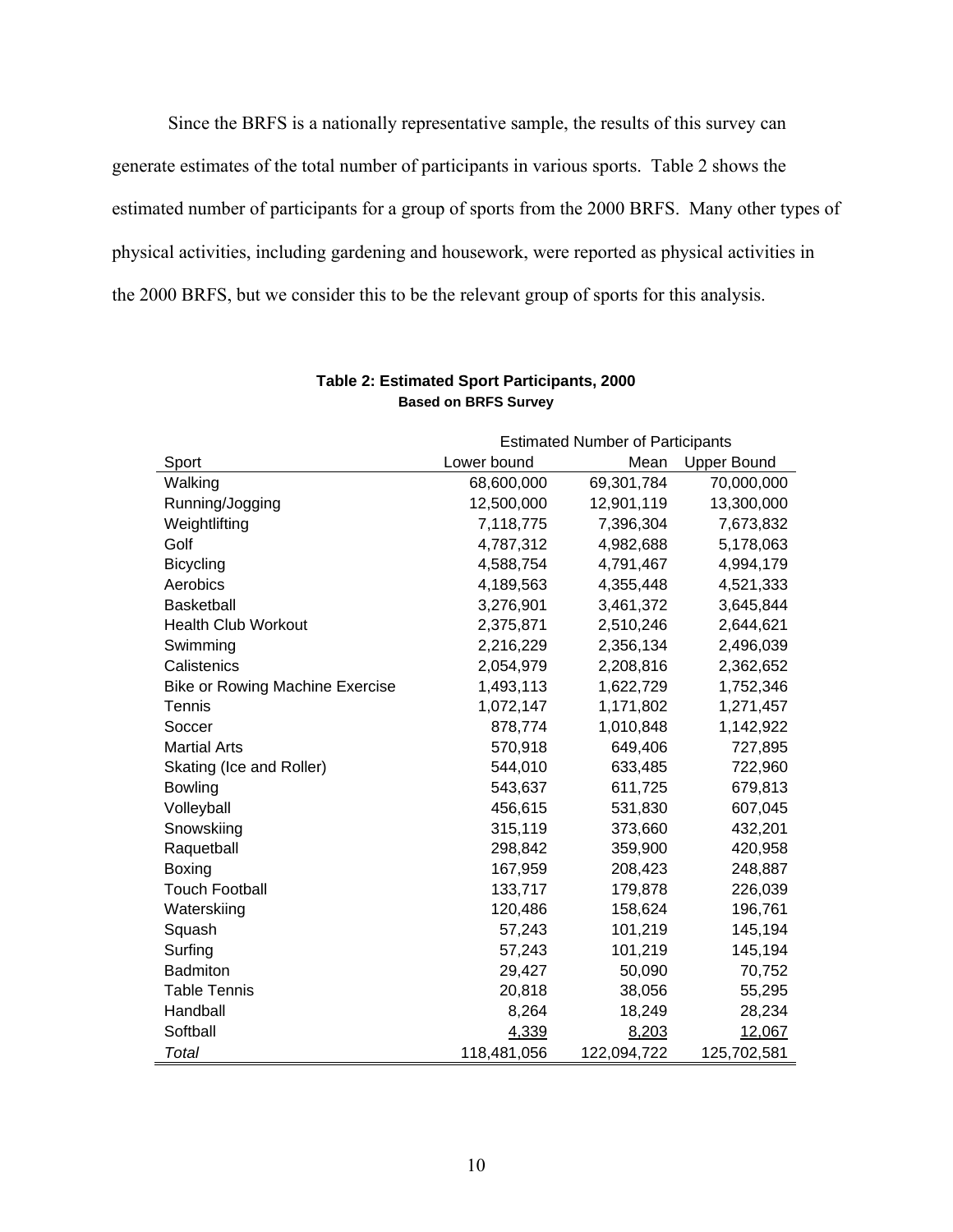Since the BRFS is a nationally representative sample, the results of this survey can generate estimates of the total number of participants in various sports. Table 2 shows the estimated number of participants for a group of sports from the 2000 BRFS. Many other types of physical activities, including gardening and housework, were reported as physical activities in the 2000 BRFS, but we consider this to be the relevant group of sports for this analysis.

**Table 2: Estimated Sport Participants, 2000**
**Based on BRFS Survey**

| | Estimated Number of Participants | | |
|---|---|---|---|
| Sport | Lower bound | Mean | Upper Bound |
| Walking | 68,600,000 | 69,301,784 | 70,000,000 |
| Running/Jogging | 12,500,000 | 12,901,119 | 13,300,000 |
| Weightlifting | 7,118,775 | 7,396,304 | 7,673,832 |
| Golf | 4,787,312 | 4,982,688 | 5,178,063 |
| Bicycling | 4,588,754 | 4,791,467 | 4,994,179 |
| Aerobics | 4,189,563 | 4,355,448 | 4,521,333 |
| Basketball | 3,276,901 | 3,461,372 | 3,645,844 |
| Health Club Workout | 2,375,871 | 2,510,246 | 2,644,621 |
| Swimming | 2,216,229 | 2,356,134 | 2,496,039 |
| Calistenics | 2,054,979 | 2,208,816 | 2,362,652 |
| Bike or Rowing Machine Exercise | 1,493,113 | 1,622,729 | 1,752,346 |
| Tennis | 1,072,147 | 1,171,802 | 1,271,457 |
| Soccer | 878,774 | 1,010,848 | 1,142,922 |
| Martial Arts | 570,918 | 649,406 | 727,895 |
| Skating (Ice and Roller) | 544,010 | 633,485 | 722,960 |
| Bowling | 543,637 | 611,725 | 679,813 |
| Volleyball | 456,615 | 531,830 | 607,045 |
| Snowskiing | 315,119 | 373,660 | 432,201 |
| Raquetball | 298,842 | 359,900 | 420,958 |
| Boxing | 167,959 | 208,423 | 248,887 |
| Touch Football | 133,717 | 179,878 | 226,039 |
| Waterskiing | 120,486 | 158,624 | 196,761 |
| Squash | 57,243 | 101,219 | 145,194 |
| Surfing | 57,243 | 101,219 | 145,194 |
| Badmiton | 29,427 | 50,090 | 70,752 |
| Table Tennis | 20,818 | 38,056 | 55,295 |
| Handball | 8,264 | 18,249 | 28,234 |
| Softball | 4,339 | 8,203 | 12,067 |
| *Total* | 118,481,056 | 122,094,722 | 125,702,581 |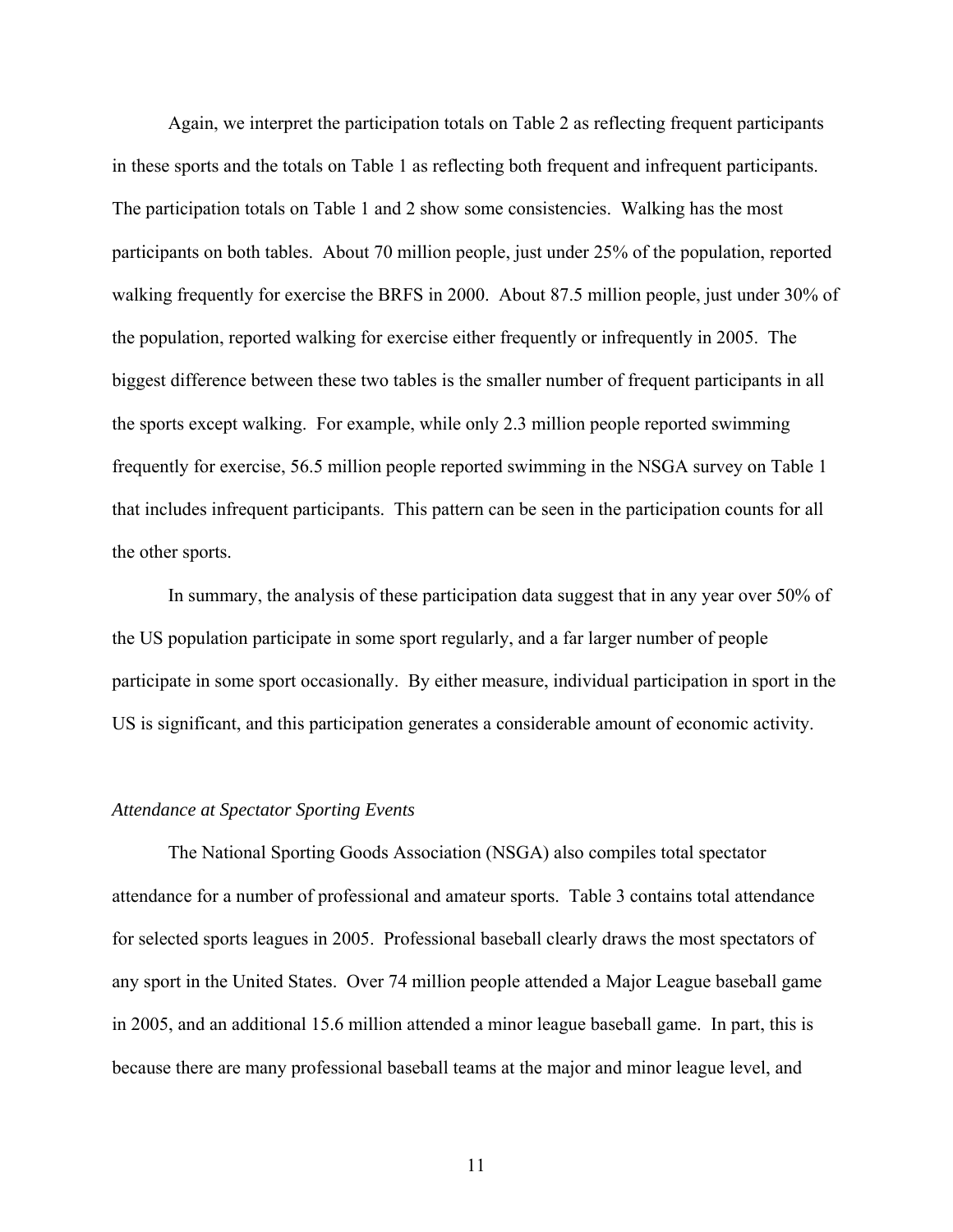Again, we interpret the participation totals on Table 2 as reflecting frequent participants in these sports and the totals on Table 1 as reflecting both frequent and infrequent participants. The participation totals on Table 1 and 2 show some consistencies. Walking has the most participants on both tables. About 70 million people, just under 25% of the population, reported walking frequently for exercise the BRFS in 2000. About 87.5 million people, just under 30% of the population, reported walking for exercise either frequently or infrequently in 2005. The biggest difference between these two tables is the smaller number of frequent participants in all the sports except walking. For example, while only 2.3 million people reported swimming frequently for exercise, 56.5 million people reported swimming in the NSGA survey on Table 1 that includes infrequent participants. This pattern can be seen in the participation counts for all the other sports.

In summary, the analysis of these participation data suggest that in any year over 50% of the US population participate in some sport regularly, and a far larger number of people participate in some sport occasionally. By either measure, individual participation in sport in the US is significant, and this participation generates a considerable amount of economic activity.

*Attendance at Spectator Sporting Events*

The National Sporting Goods Association (NSGA) also compiles total spectator attendance for a number of professional and amateur sports. Table 3 contains total attendance for selected sports leagues in 2005. Professional baseball clearly draws the most spectators of any sport in the United States. Over 74 million people attended a Major League baseball game in 2005, and an additional 15.6 million attended a minor league baseball game. In part, this is because there are many professional baseball teams at the major and minor league level, and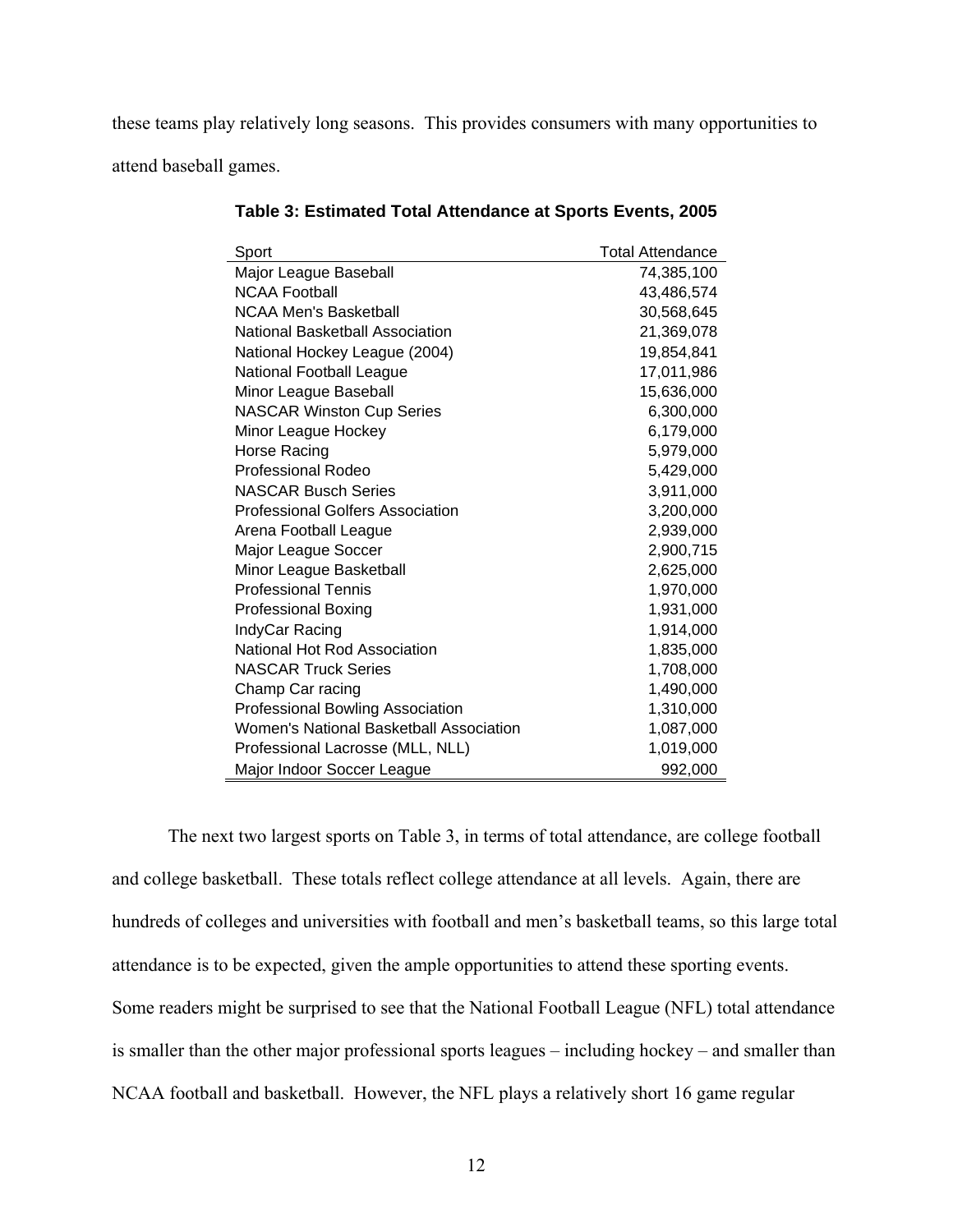these teams play relatively long seasons. This provides consumers with many opportunities to attend baseball games.

**Table 3: Estimated Total Attendance at Sports Events, 2005**

| Sport | Total Attendance |
|---|---:|
| Major League Baseball | 74,385,100 |
| NCAA Football | 43,486,574 |
| NCAA Men's Basketball | 30,568,645 |
| National Basketball Association | 21,369,078 |
| National Hockey League (2004) | 19,854,841 |
| National Football League | 17,011,986 |
| Minor League Baseball | 15,636,000 |
| NASCAR Winston Cup Series | 6,300,000 |
| Minor League Hockey | 6,179,000 |
| Horse Racing | 5,979,000 |
| Professional Rodeo | 5,429,000 |
| NASCAR Busch Series | 3,911,000 |
| Professional Golfers Association | 3,200,000 |
| Arena Football League | 2,939,000 |
| Major League Soccer | 2,900,715 |
| Minor League Basketball | 2,625,000 |
| Professional Tennis | 1,970,000 |
| Professional Boxing | 1,931,000 |
| IndyCar Racing | 1,914,000 |
| National Hot Rod Association | 1,835,000 |
| NASCAR Truck Series | 1,708,000 |
| Champ Car racing | 1,490,000 |
| Professional Bowling Association | 1,310,000 |
| Women's National Basketball Association | 1,087,000 |
| Professional Lacrosse (MLL, NLL) | 1,019,000 |
| Major Indoor Soccer League | 992,000 |

The next two largest sports on Table 3, in terms of total attendance, are college football and college basketball. These totals reflect college attendance at all levels. Again, there are hundreds of colleges and universities with football and men's basketball teams, so this large total attendance is to be expected, given the ample opportunities to attend these sporting events. Some readers might be surprised to see that the National Football League (NFL) total attendance is smaller than the other major professional sports leagues – including hockey – and smaller than NCAA football and basketball. However, the NFL plays a relatively short 16 game regular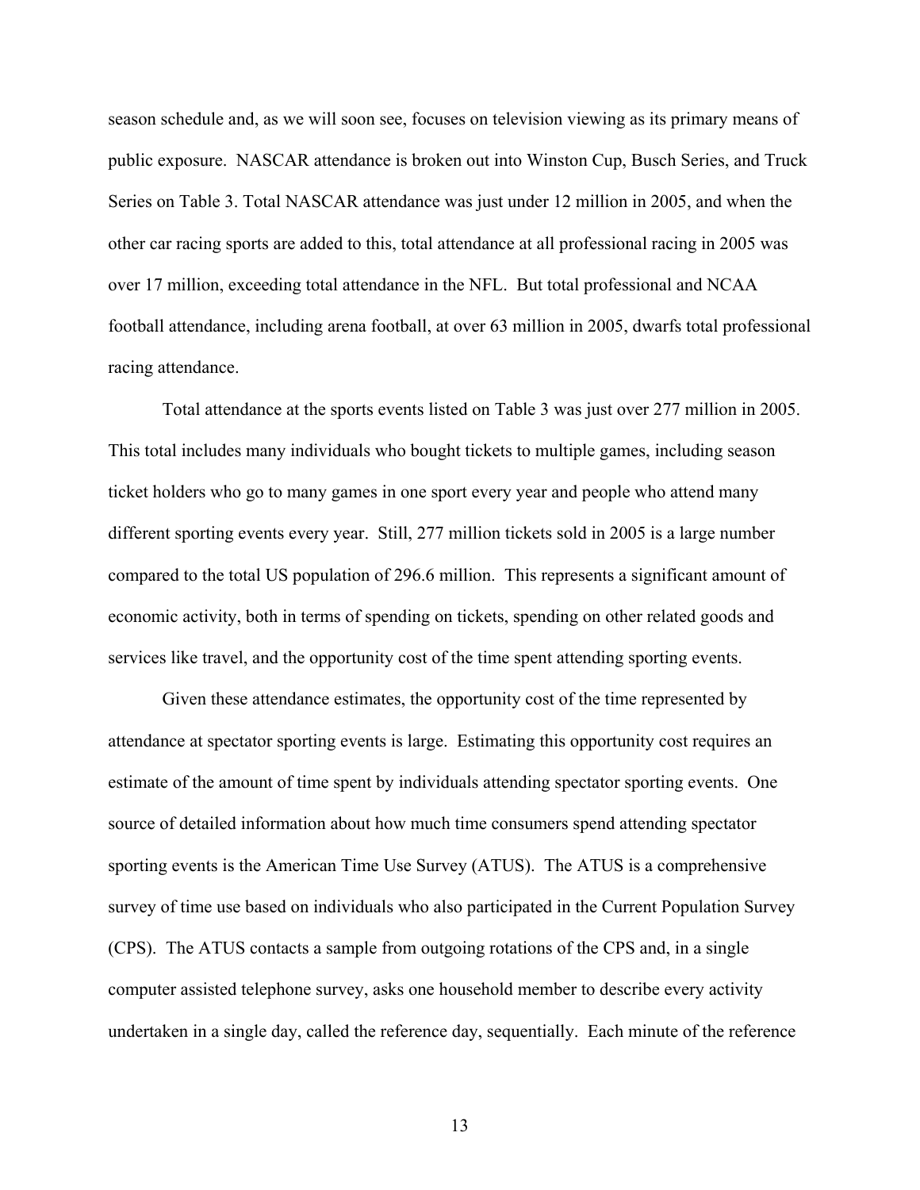season schedule and, as we will soon see, focuses on television viewing as its primary means of public exposure. NASCAR attendance is broken out into Winston Cup, Busch Series, and Truck Series on Table 3. Total NASCAR attendance was just under 12 million in 2005, and when the other car racing sports are added to this, total attendance at all professional racing in 2005 was over 17 million, exceeding total attendance in the NFL. But total professional and NCAA football attendance, including arena football, at over 63 million in 2005, dwarfs total professional racing attendance.

Total attendance at the sports events listed on Table 3 was just over 277 million in 2005. This total includes many individuals who bought tickets to multiple games, including season ticket holders who go to many games in one sport every year and people who attend many different sporting events every year. Still, 277 million tickets sold in 2005 is a large number compared to the total US population of 296.6 million. This represents a significant amount of economic activity, both in terms of spending on tickets, spending on other related goods and services like travel, and the opportunity cost of the time spent attending sporting events.

Given these attendance estimates, the opportunity cost of the time represented by attendance at spectator sporting events is large. Estimating this opportunity cost requires an estimate of the amount of time spent by individuals attending spectator sporting events. One source of detailed information about how much time consumers spend attending spectator sporting events is the American Time Use Survey (ATUS). The ATUS is a comprehensive survey of time use based on individuals who also participated in the Current Population Survey (CPS). The ATUS contacts a sample from outgoing rotations of the CPS and, in a single computer assisted telephone survey, asks one household member to describe every activity undertaken in a single day, called the reference day, sequentially. Each minute of the reference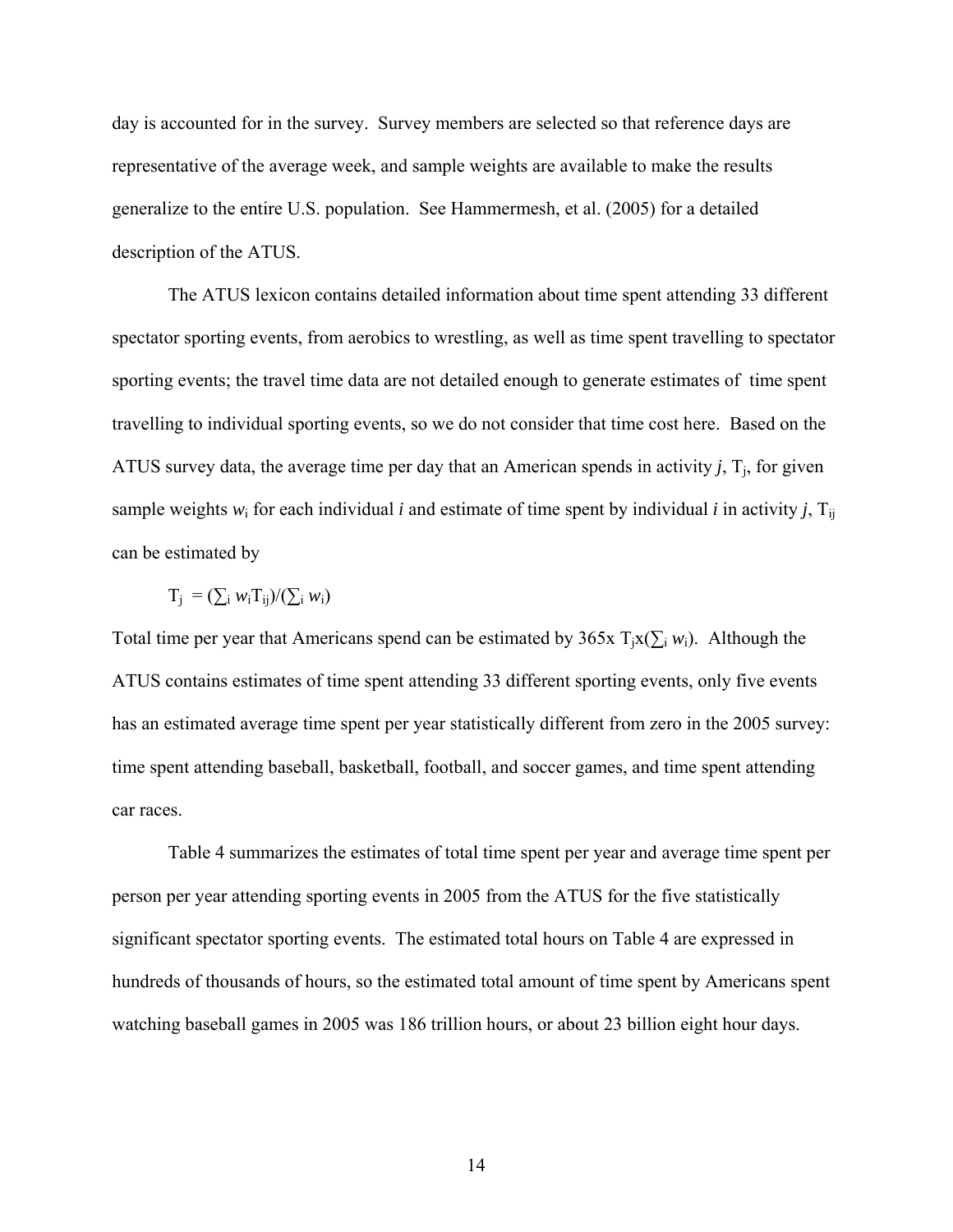day is accounted for in the survey. Survey members are selected so that reference days are representative of the average week, and sample weights are available to make the results generalize to the entire U.S. population. See Hammermesh, et al. (2005) for a detailed description of the ATUS.

The ATUS lexicon contains detailed information about time spent attending 33 different spectator sporting events, from aerobics to wrestling, as well as time spent travelling to spectator sporting events; the travel time data are not detailed enough to generate estimates of time spent travelling to individual sporting events, so we do not consider that time cost here. Based on the ATUS survey data, the average time per day that an American spends in activity *j*, $T_j$, for given sample weights $w_i$ for each individual *i* and estimate of time spent by individual *i* in activity *j*, $T_{ij}$ can be estimated by

$$T_j = (\sum_i w_i T_{ij})/(\sum_i w_i)$$

Total time per year that Americans spend can be estimated by $365 \text{x} \, T_j \text{x} (\sum_i w_i)$. Although the ATUS contains estimates of time spent attending 33 different sporting events, only five events has an estimated average time spent per year statistically different from zero in the 2005 survey: time spent attending baseball, basketball, football, and soccer games, and time spent attending car races.

Table 4 summarizes the estimates of total time spent per year and average time spent per person per year attending sporting events in 2005 from the ATUS for the five statistically significant spectator sporting events. The estimated total hours on Table 4 are expressed in hundreds of thousands of hours, so the estimated total amount of time spent by Americans spent watching baseball games in 2005 was 186 trillion hours, or about 23 billion eight hour days.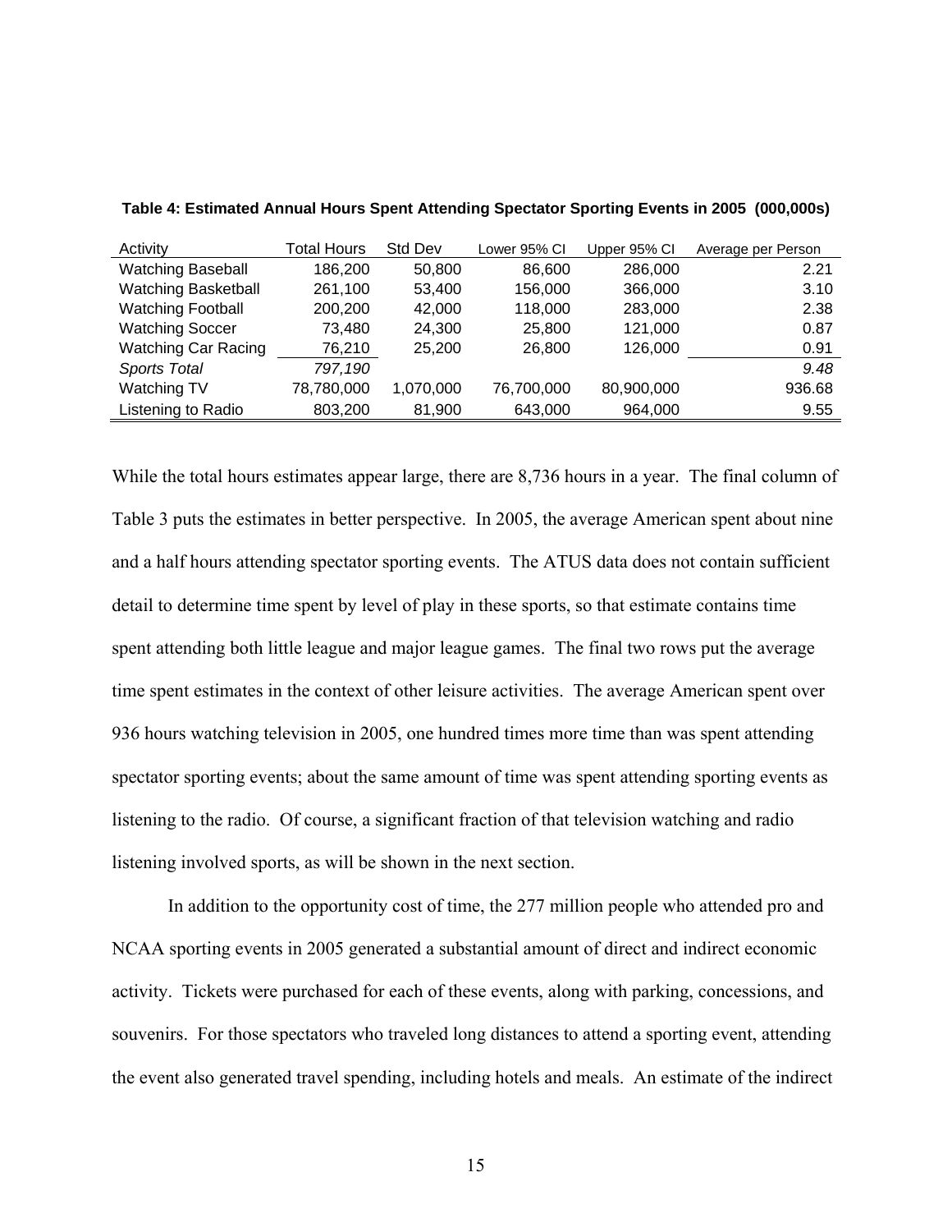**Table 4: Estimated Annual Hours Spent Attending Spectator Sporting Events in 2005 (000,000s)**

| Activity | Total Hours | Std Dev | Lower 95% CI | Upper 95% CI | Average per Person |
|---|---|---|---|---|---|
| Watching Baseball | 186,200 | 50,800 | 86,600 | 286,000 | 2.21 |
| Watching Basketball | 261,100 | 53,400 | 156,000 | 366,000 | 3.10 |
| Watching Football | 200,200 | 42,000 | 118,000 | 283,000 | 2.38 |
| Watching Soccer | 73,480 | 24,300 | 25,800 | 121,000 | 0.87 |
| Watching Car Racing | 76,210 | 25,200 | 26,800 | 126,000 | 0.91 |
| *Sports Total* | *797,190* | | | | *9.48* |
| Watching TV | 78,780,000 | 1,070,000 | 76,700,000 | 80,900,000 | 936.68 |
| Listening to Radio | 803,200 | 81,900 | 643,000 | 964,000 | 9.55 |

While the total hours estimates appear large, there are 8,736 hours in a year. The final column of Table 3 puts the estimates in better perspective. In 2005, the average American spent about nine and a half hours attending spectator sporting events. The ATUS data does not contain sufficient detail to determine time spent by level of play in these sports, so that estimate contains time spent attending both little league and major league games. The final two rows put the average time spent estimates in the context of other leisure activities. The average American spent over 936 hours watching television in 2005, one hundred times more time than was spent attending spectator sporting events; about the same amount of time was spent attending sporting events as listening to the radio. Of course, a significant fraction of that television watching and radio listening involved sports, as will be shown in the next section.

In addition to the opportunity cost of time, the 277 million people who attended pro and NCAA sporting events in 2005 generated a substantial amount of direct and indirect economic activity. Tickets were purchased for each of these events, along with parking, concessions, and souvenirs. For those spectators who traveled long distances to attend a sporting event, attending the event also generated travel spending, including hotels and meals. An estimate of the indirect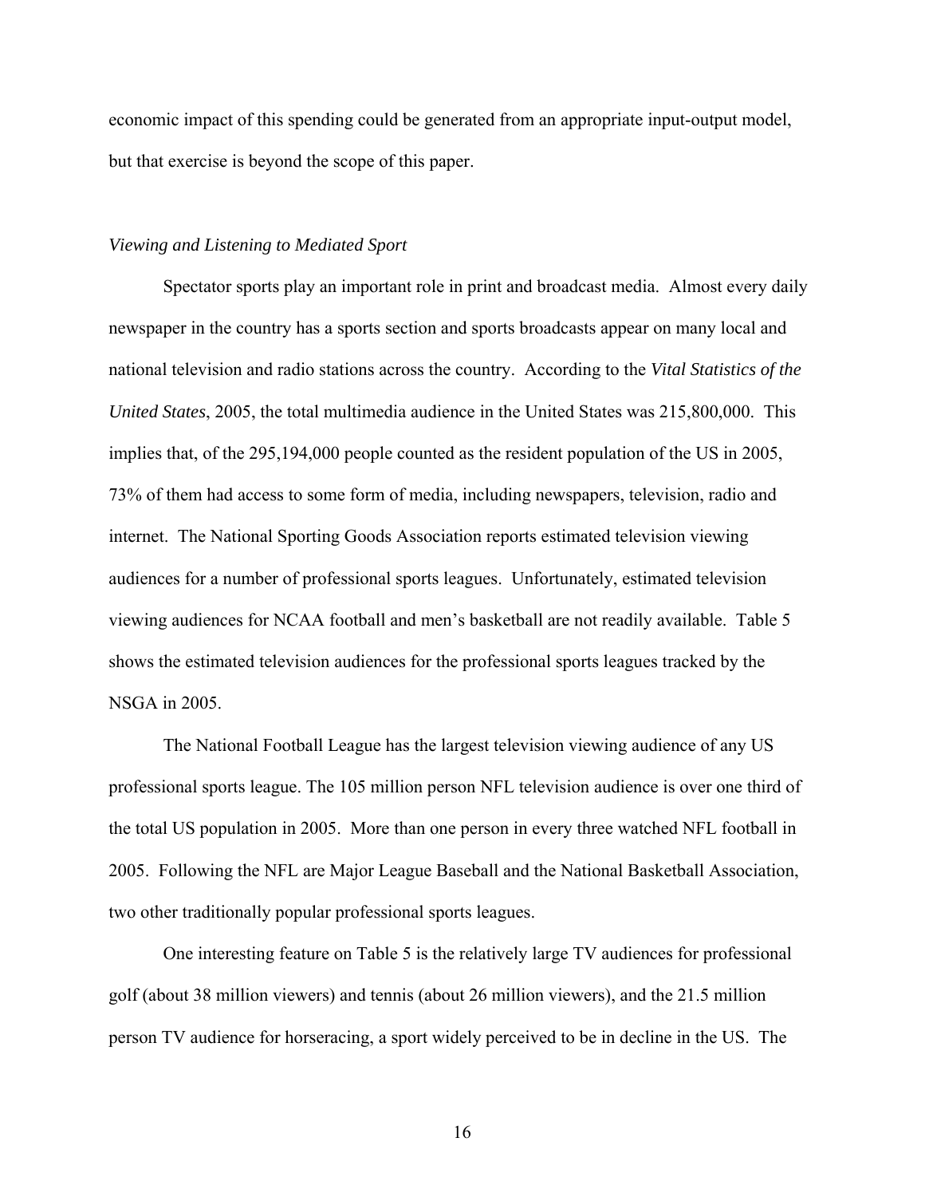economic impact of this spending could be generated from an appropriate input-output model, but that exercise is beyond the scope of this paper.

*Viewing and Listening to Mediated Sport*

Spectator sports play an important role in print and broadcast media. Almost every daily newspaper in the country has a sports section and sports broadcasts appear on many local and national television and radio stations across the country. According to the *Vital Statistics of the United States*, 2005, the total multimedia audience in the United States was 215,800,000. This implies that, of the 295,194,000 people counted as the resident population of the US in 2005, 73% of them had access to some form of media, including newspapers, television, radio and internet. The National Sporting Goods Association reports estimated television viewing audiences for a number of professional sports leagues. Unfortunately, estimated television viewing audiences for NCAA football and men's basketball are not readily available. Table 5 shows the estimated television audiences for the professional sports leagues tracked by the NSGA in 2005.

The National Football League has the largest television viewing audience of any US professional sports league. The 105 million person NFL television audience is over one third of the total US population in 2005. More than one person in every three watched NFL football in 2005. Following the NFL are Major League Baseball and the National Basketball Association, two other traditionally popular professional sports leagues.

One interesting feature on Table 5 is the relatively large TV audiences for professional golf (about 38 million viewers) and tennis (about 26 million viewers), and the 21.5 million person TV audience for horseracing, a sport widely perceived to be in decline in the US. The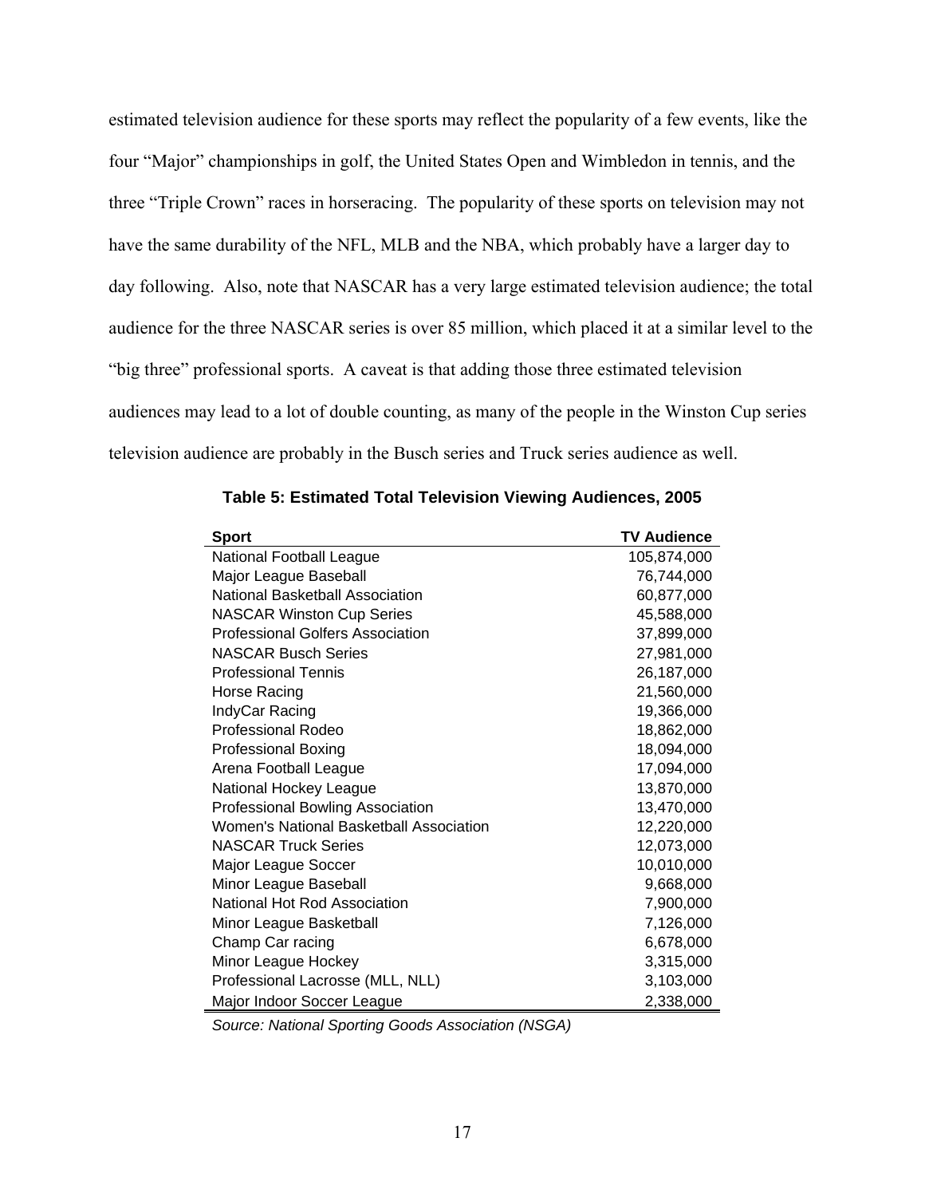estimated television audience for these sports may reflect the popularity of a few events, like the four "Major" championships in golf, the United States Open and Wimbledon in tennis, and the three "Triple Crown" races in horseracing. The popularity of these sports on television may not have the same durability of the NFL, MLB and the NBA, which probably have a larger day to day following. Also, note that NASCAR has a very large estimated television audience; the total audience for the three NASCAR series is over 85 million, which placed it at a similar level to the "big three" professional sports. A caveat is that adding those three estimated television audiences may lead to a lot of double counting, as many of the people in the Winston Cup series television audience are probably in the Busch series and Truck series audience as well.

**Table 5: Estimated Total Television Viewing Audiences, 2005**

| Sport | TV Audience |
|---|---:|
| National Football League | 105,874,000 |
| Major League Baseball | 76,744,000 |
| National Basketball Association | 60,877,000 |
| NASCAR Winston Cup Series | 45,588,000 |
| Professional Golfers Association | 37,899,000 |
| NASCAR Busch Series | 27,981,000 |
| Professional Tennis | 26,187,000 |
| Horse Racing | 21,560,000 |
| IndyCar Racing | 19,366,000 |
| Professional Rodeo | 18,862,000 |
| Professional Boxing | 18,094,000 |
| Arena Football League | 17,094,000 |
| National Hockey League | 13,870,000 |
| Professional Bowling Association | 13,470,000 |
| Women's National Basketball Association | 12,220,000 |
| NASCAR Truck Series | 12,073,000 |
| Major League Soccer | 10,010,000 |
| Minor League Baseball | 9,668,000 |
| National Hot Rod Association | 7,900,000 |
| Minor League Basketball | 7,126,000 |
| Champ Car racing | 6,678,000 |
| Minor League Hockey | 3,315,000 |
| Professional Lacrosse (MLL, NLL) | 3,103,000 |
| Major Indoor Soccer League | 2,338,000 |

*Source: National Sporting Goods Association (NSGA)*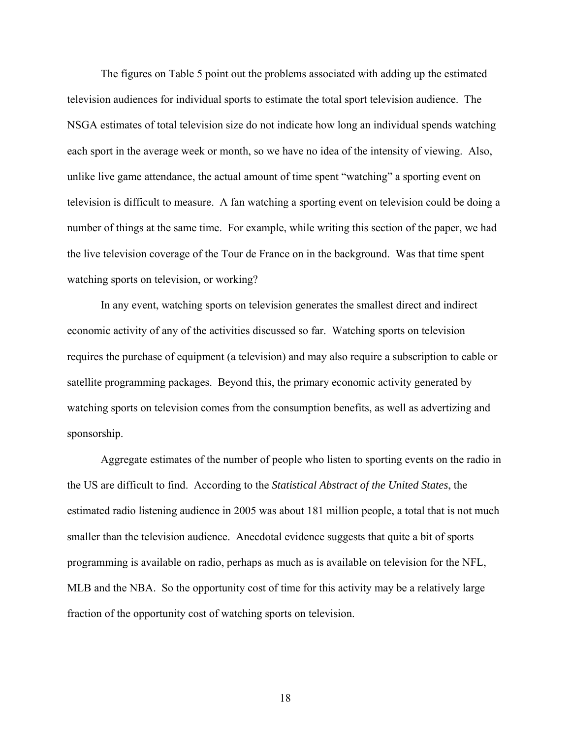The figures on Table 5 point out the problems associated with adding up the estimated television audiences for individual sports to estimate the total sport television audience. The NSGA estimates of total television size do not indicate how long an individual spends watching each sport in the average week or month, so we have no idea of the intensity of viewing. Also, unlike live game attendance, the actual amount of time spent "watching" a sporting event on television is difficult to measure. A fan watching a sporting event on television could be doing a number of things at the same time. For example, while writing this section of the paper, we had the live television coverage of the Tour de France on in the background. Was that time spent watching sports on television, or working?

In any event, watching sports on television generates the smallest direct and indirect economic activity of any of the activities discussed so far. Watching sports on television requires the purchase of equipment (a television) and may also require a subscription to cable or satellite programming packages. Beyond this, the primary economic activity generated by watching sports on television comes from the consumption benefits, as well as advertizing and sponsorship.

Aggregate estimates of the number of people who listen to sporting events on the radio in the US are difficult to find. According to the *Statistical Abstract of the United States*, the estimated radio listening audience in 2005 was about 181 million people, a total that is not much smaller than the television audience. Anecdotal evidence suggests that quite a bit of sports programming is available on radio, perhaps as much as is available on television for the NFL, MLB and the NBA. So the opportunity cost of time for this activity may be a relatively large fraction of the opportunity cost of watching sports on television.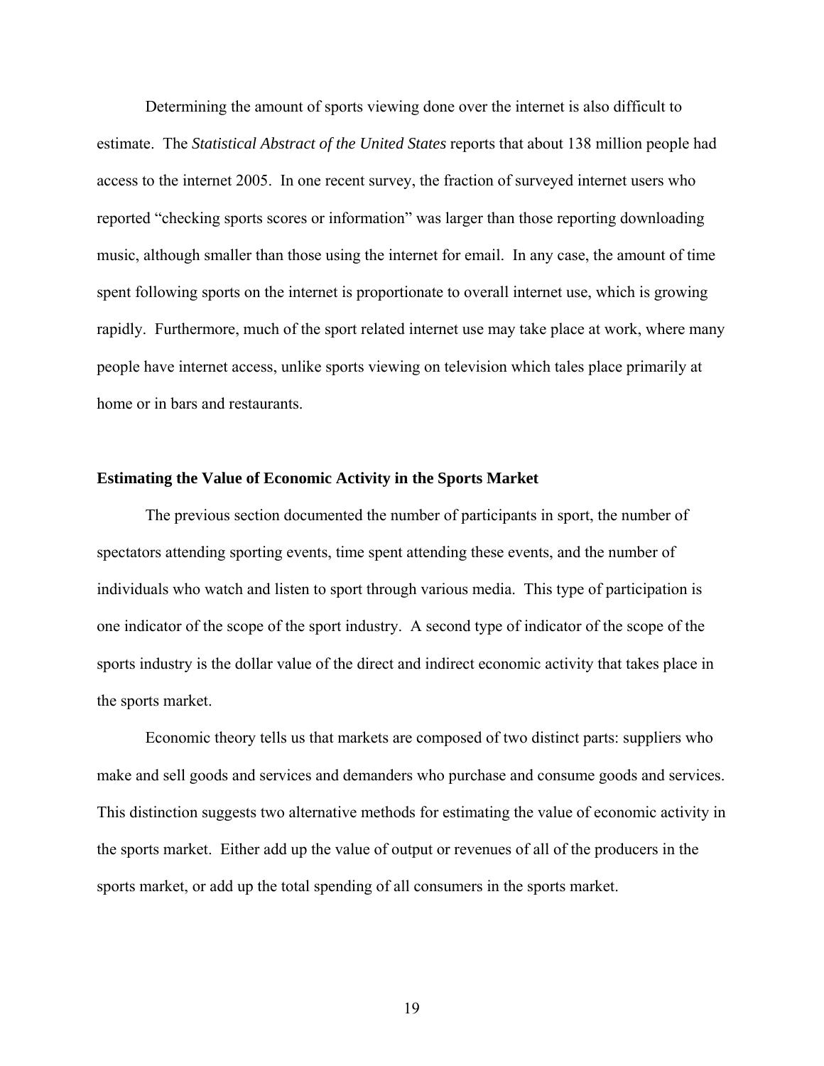Determining the amount of sports viewing done over the internet is also difficult to estimate. The *Statistical Abstract of the United States* reports that about 138 million people had access to the internet 2005. In one recent survey, the fraction of surveyed internet users who reported "checking sports scores or information" was larger than those reporting downloading music, although smaller than those using the internet for email. In any case, the amount of time spent following sports on the internet is proportionate to overall internet use, which is growing rapidly. Furthermore, much of the sport related internet use may take place at work, where many people have internet access, unlike sports viewing on television which tales place primarily at home or in bars and restaurants.

## Estimating the Value of Economic Activity in the Sports Market

The previous section documented the number of participants in sport, the number of spectators attending sporting events, time spent attending these events, and the number of individuals who watch and listen to sport through various media. This type of participation is one indicator of the scope of the sport industry. A second type of indicator of the scope of the sports industry is the dollar value of the direct and indirect economic activity that takes place in the sports market.

Economic theory tells us that markets are composed of two distinct parts: suppliers who make and sell goods and services and demanders who purchase and consume goods and services. This distinction suggests two alternative methods for estimating the value of economic activity in the sports market. Either add up the value of output or revenues of all of the producers in the sports market, or add up the total spending of all consumers in the sports market.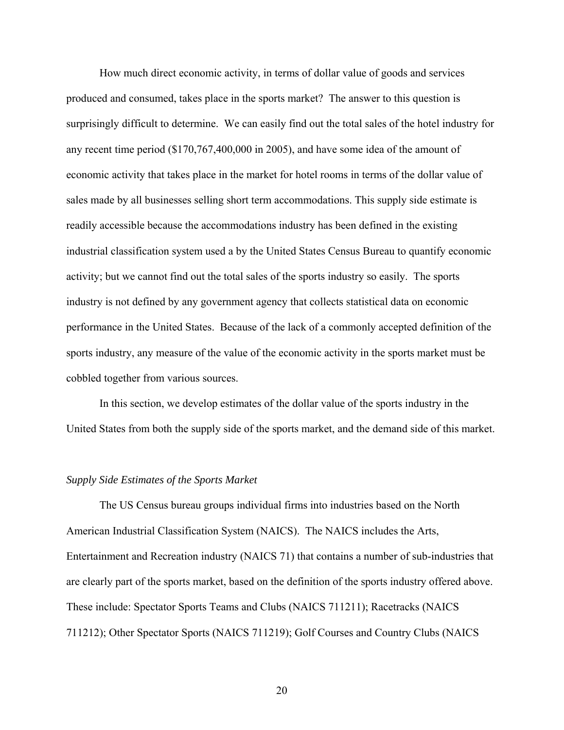How much direct economic activity, in terms of dollar value of goods and services produced and consumed, takes place in the sports market? The answer to this question is surprisingly difficult to determine. We can easily find out the total sales of the hotel industry for any recent time period ($170,767,400,000 in 2005), and have some idea of the amount of economic activity that takes place in the market for hotel rooms in terms of the dollar value of sales made by all businesses selling short term accommodations. This supply side estimate is readily accessible because the accommodations industry has been defined in the existing industrial classification system used a by the United States Census Bureau to quantify economic activity; but we cannot find out the total sales of the sports industry so easily. The sports industry is not defined by any government agency that collects statistical data on economic performance in the United States. Because of the lack of a commonly accepted definition of the sports industry, any measure of the value of the economic activity in the sports market must be cobbled together from various sources.

In this section, we develop estimates of the dollar value of the sports industry in the United States from both the supply side of the sports market, and the demand side of this market.

*Supply Side Estimates of the Sports Market*

The US Census bureau groups individual firms into industries based on the North American Industrial Classification System (NAICS). The NAICS includes the Arts, Entertainment and Recreation industry (NAICS 71) that contains a number of sub-industries that are clearly part of the sports market, based on the definition of the sports industry offered above. These include: Spectator Sports Teams and Clubs (NAICS 711211); Racetracks (NAICS 711212); Other Spectator Sports (NAICS 711219); Golf Courses and Country Clubs (NAICS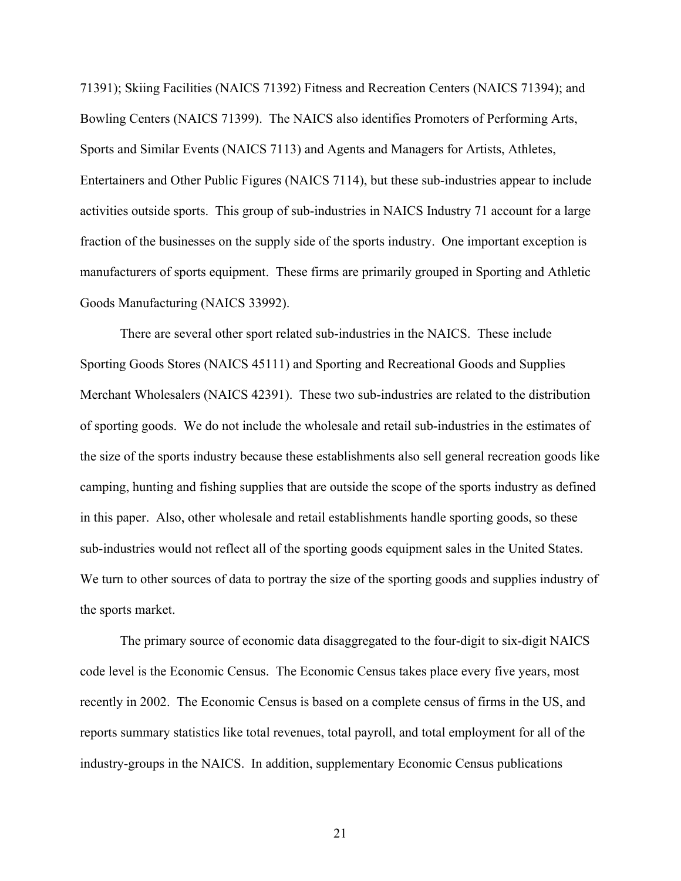71391); Skiing Facilities (NAICS 71392) Fitness and Recreation Centers (NAICS 71394); and Bowling Centers (NAICS 71399). The NAICS also identifies Promoters of Performing Arts, Sports and Similar Events (NAICS 7113) and Agents and Managers for Artists, Athletes, Entertainers and Other Public Figures (NAICS 7114), but these sub-industries appear to include activities outside sports. This group of sub-industries in NAICS Industry 71 account for a large fraction of the businesses on the supply side of the sports industry. One important exception is manufacturers of sports equipment. These firms are primarily grouped in Sporting and Athletic Goods Manufacturing (NAICS 33992).

There are several other sport related sub-industries in the NAICS. These include Sporting Goods Stores (NAICS 45111) and Sporting and Recreational Goods and Supplies Merchant Wholesalers (NAICS 42391). These two sub-industries are related to the distribution of sporting goods. We do not include the wholesale and retail sub-industries in the estimates of the size of the sports industry because these establishments also sell general recreation goods like camping, hunting and fishing supplies that are outside the scope of the sports industry as defined in this paper. Also, other wholesale and retail establishments handle sporting goods, so these sub-industries would not reflect all of the sporting goods equipment sales in the United States. We turn to other sources of data to portray the size of the sporting goods and supplies industry of the sports market.

The primary source of economic data disaggregated to the four-digit to six-digit NAICS code level is the Economic Census. The Economic Census takes place every five years, most recently in 2002. The Economic Census is based on a complete census of firms in the US, and reports summary statistics like total revenues, total payroll, and total employment for all of the industry-groups in the NAICS. In addition, supplementary Economic Census publications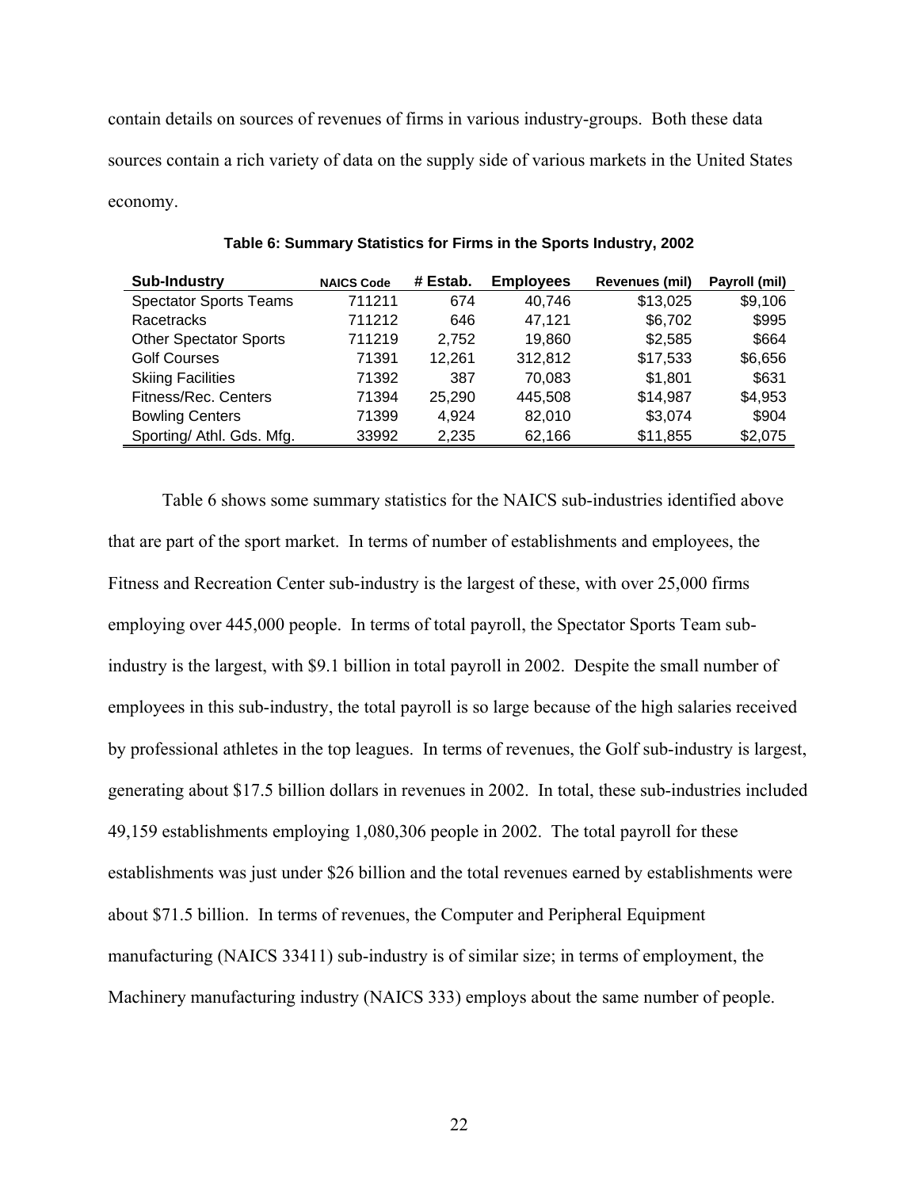contain details on sources of revenues of firms in various industry-groups. Both these data sources contain a rich variety of data on the supply side of various markets in the United States economy.

**Table 6: Summary Statistics for Firms in the Sports Industry, 2002**

| Sub-Industry | NAICS Code | # Estab. | Employees | Revenues (mil) | Payroll (mil) |
|---|---|---|---|---|---|
| Spectator Sports Teams | 711211 | 674 | 40,746 | $13,025 | $9,106 |
| Racetracks | 711212 | 646 | 47,121 | $6,702 | $995 |
| Other Spectator Sports | 711219 | 2,752 | 19,860 | $2,585 | $664 |
| Golf Courses | 71391 | 12,261 | 312,812 | $17,533 | $6,656 |
| Skiing Facilities | 71392 | 387 | 70,083 | $1,801 | $631 |
| Fitness/Rec. Centers | 71394 | 25,290 | 445,508 | $14,987 | $4,953 |
| Bowling Centers | 71399 | 4,924 | 82,010 | $3,074 | $904 |
| Sporting/ Athl. Gds. Mfg. | 33992 | 2,235 | 62,166 | $11,855 | $2,075 |

Table 6 shows some summary statistics for the NAICS sub-industries identified above that are part of the sport market. In terms of number of establishments and employees, the Fitness and Recreation Center sub-industry is the largest of these, with over 25,000 firms employing over 445,000 people. In terms of total payroll, the Spectator Sports Team sub-industry is the largest, with $9.1 billion in total payroll in 2002. Despite the small number of employees in this sub-industry, the total payroll is so large because of the high salaries received by professional athletes in the top leagues. In terms of revenues, the Golf sub-industry is largest, generating about $17.5 billion dollars in revenues in 2002. In total, these sub-industries included 49,159 establishments employing 1,080,306 people in 2002. The total payroll for these establishments was just under $26 billion and the total revenues earned by establishments were about $71.5 billion. In terms of revenues, the Computer and Peripheral Equipment manufacturing (NAICS 33411) sub-industry is of similar size; in terms of employment, the Machinery manufacturing industry (NAICS 333) employs about the same number of people.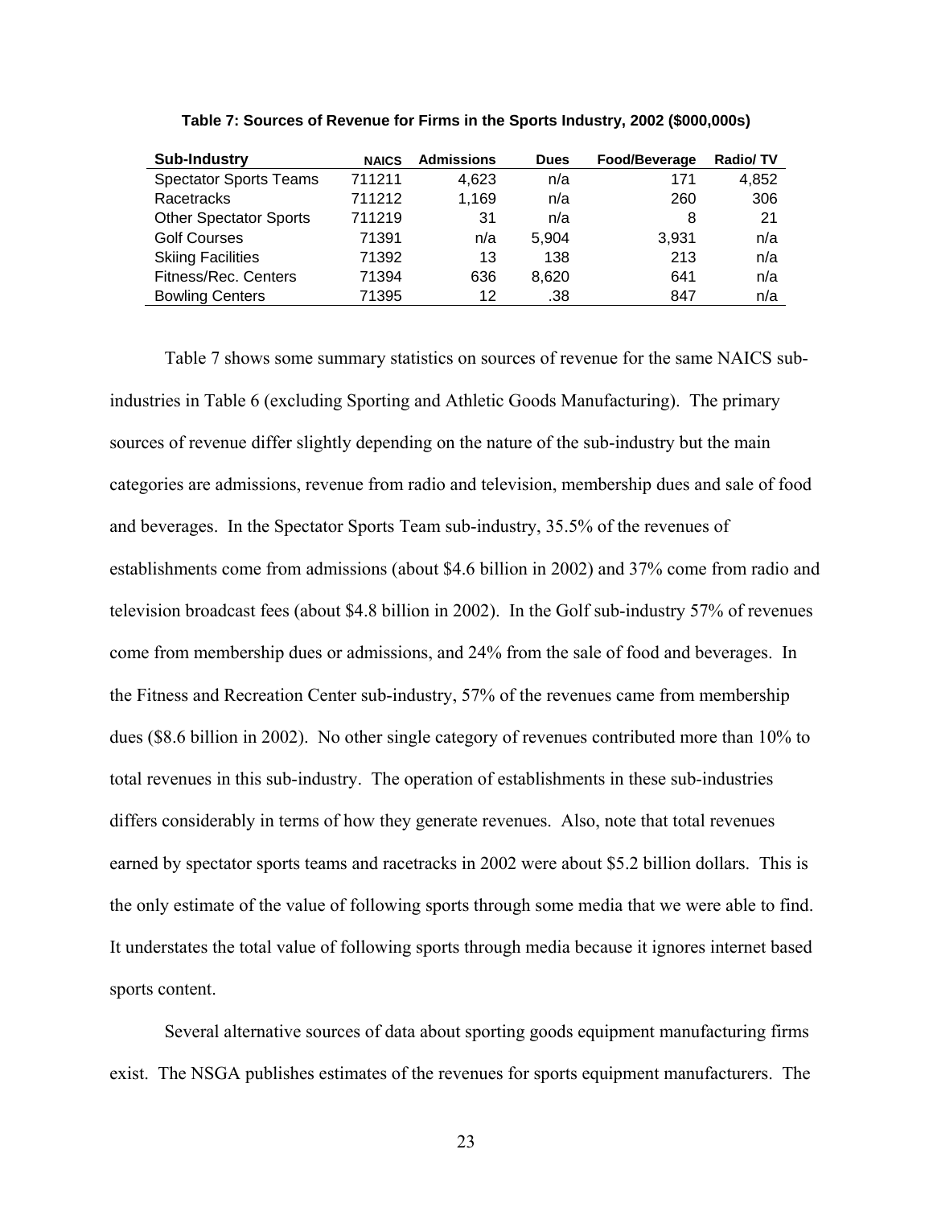**Table 7: Sources of Revenue for Firms in the Sports Industry, 2002 ($000,000s)**

| Sub-Industry | NAICS | Admissions | Dues | Food/Beverage | Radio/ TV |
|---|---|---|---|---|---|
| Spectator Sports Teams | 711211 | 4,623 | n/a | 171 | 4,852 |
| Racetracks | 711212 | 1,169 | n/a | 260 | 306 |
| Other Spectator Sports | 711219 | 31 | n/a | 8 | 21 |
| Golf Courses | 71391 | n/a | 5,904 | 3,931 | n/a |
| Skiing Facilities | 71392 | 13 | 138 | 213 | n/a |
| Fitness/Rec. Centers | 71394 | 636 | 8,620 | 641 | n/a |
| Bowling Centers | 71395 | 12 | .38 | 847 | n/a |

Table 7 shows some summary statistics on sources of revenue for the same NAICS sub-industries in Table 6 (excluding Sporting and Athletic Goods Manufacturing). The primary sources of revenue differ slightly depending on the nature of the sub-industry but the main categories are admissions, revenue from radio and television, membership dues and sale of food and beverages. In the Spectator Sports Team sub-industry, 35.5% of the revenues of establishments come from admissions (about $4.6 billion in 2002) and 37% come from radio and television broadcast fees (about $4.8 billion in 2002). In the Golf sub-industry 57% of revenues come from membership dues or admissions, and 24% from the sale of food and beverages. In the Fitness and Recreation Center sub-industry, 57% of the revenues came from membership dues ($8.6 billion in 2002). No other single category of revenues contributed more than 10% to total revenues in this sub-industry. The operation of establishments in these sub-industries differs considerably in terms of how they generate revenues. Also, note that total revenues earned by spectator sports teams and racetracks in 2002 were about $5.2 billion dollars. This is the only estimate of the value of following sports through some media that we were able to find. It understates the total value of following sports through media because it ignores internet based sports content.

Several alternative sources of data about sporting goods equipment manufacturing firms exist. The NSGA publishes estimates of the revenues for sports equipment manufacturers. The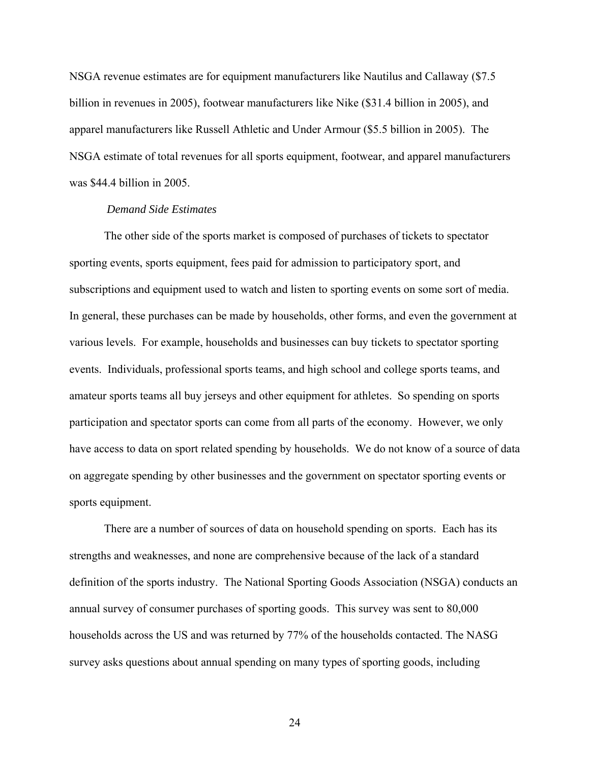NSGA revenue estimates are for equipment manufacturers like Nautilus and Callaway ($7.5 billion in revenues in 2005), footwear manufacturers like Nike ($31.4 billion in 2005), and apparel manufacturers like Russell Athletic and Under Armour ($5.5 billion in 2005). The NSGA estimate of total revenues for all sports equipment, footwear, and apparel manufacturers was $44.4 billion in 2005.

*Demand Side Estimates*

The other side of the sports market is composed of purchases of tickets to spectator sporting events, sports equipment, fees paid for admission to participatory sport, and subscriptions and equipment used to watch and listen to sporting events on some sort of media. In general, these purchases can be made by households, other forms, and even the government at various levels. For example, households and businesses can buy tickets to spectator sporting events. Individuals, professional sports teams, and high school and college sports teams, and amateur sports teams all buy jerseys and other equipment for athletes. So spending on sports participation and spectator sports can come from all parts of the economy. However, we only have access to data on sport related spending by households. We do not know of a source of data on aggregate spending by other businesses and the government on spectator sporting events or sports equipment.

There are a number of sources of data on household spending on sports. Each has its strengths and weaknesses, and none are comprehensive because of the lack of a standard definition of the sports industry. The National Sporting Goods Association (NSGA) conducts an annual survey of consumer purchases of sporting goods. This survey was sent to 80,000 households across the US and was returned by 77% of the households contacted. The NASG survey asks questions about annual spending on many types of sporting goods, including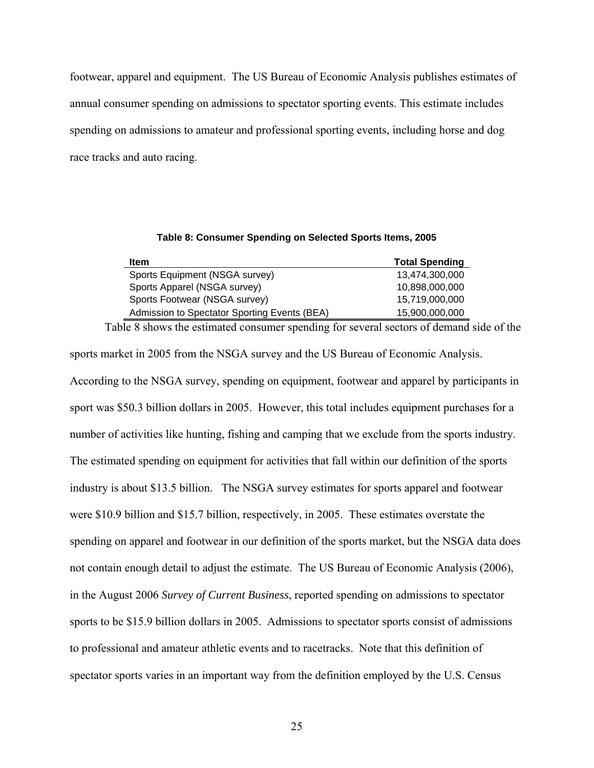footwear, apparel and equipment. The US Bureau of Economic Analysis publishes estimates of annual consumer spending on admissions to spectator sporting events. This estimate includes spending on admissions to amateur and professional sporting events, including horse and dog race tracks and auto racing.

**Table 8: Consumer Spending on Selected Sports Items, 2005**

| Item | Total Spending |
|---|---|
| Sports Equipment (NSGA survey) | 13,474,300,000 |
| Sports Apparel (NSGA survey) | 10,898,000,000 |
| Sports Footwear (NSGA survey) | 15,719,000,000 |
| Admission to Spectator Sporting Events (BEA) | 15,900,000,000 |

Table 8 shows the estimated consumer spending for several sectors of demand side of the sports market in 2005 from the NSGA survey and the US Bureau of Economic Analysis. According to the NSGA survey, spending on equipment, footwear and apparel by participants in sport was $50.3 billion dollars in 2005. However, this total includes equipment purchases for a number of activities like hunting, fishing and camping that we exclude from the sports industry. The estimated spending on equipment for activities that fall within our definition of the sports industry is about $13.5 billion. The NSGA survey estimates for sports apparel and footwear were $10.9 billion and $15.7 billion, respectively, in 2005. These estimates overstate the spending on apparel and footwear in our definition of the sports market, but the NSGA data does not contain enough detail to adjust the estimate. The US Bureau of Economic Analysis (2006), in the August 2006 *Survey of Current Business*, reported spending on admissions to spectator sports to be $15.9 billion dollars in 2005. Admissions to spectator sports consist of admissions to professional and amateur athletic events and to racetracks. Note that this definition of spectator sports varies in an important way from the definition employed by the U.S. Census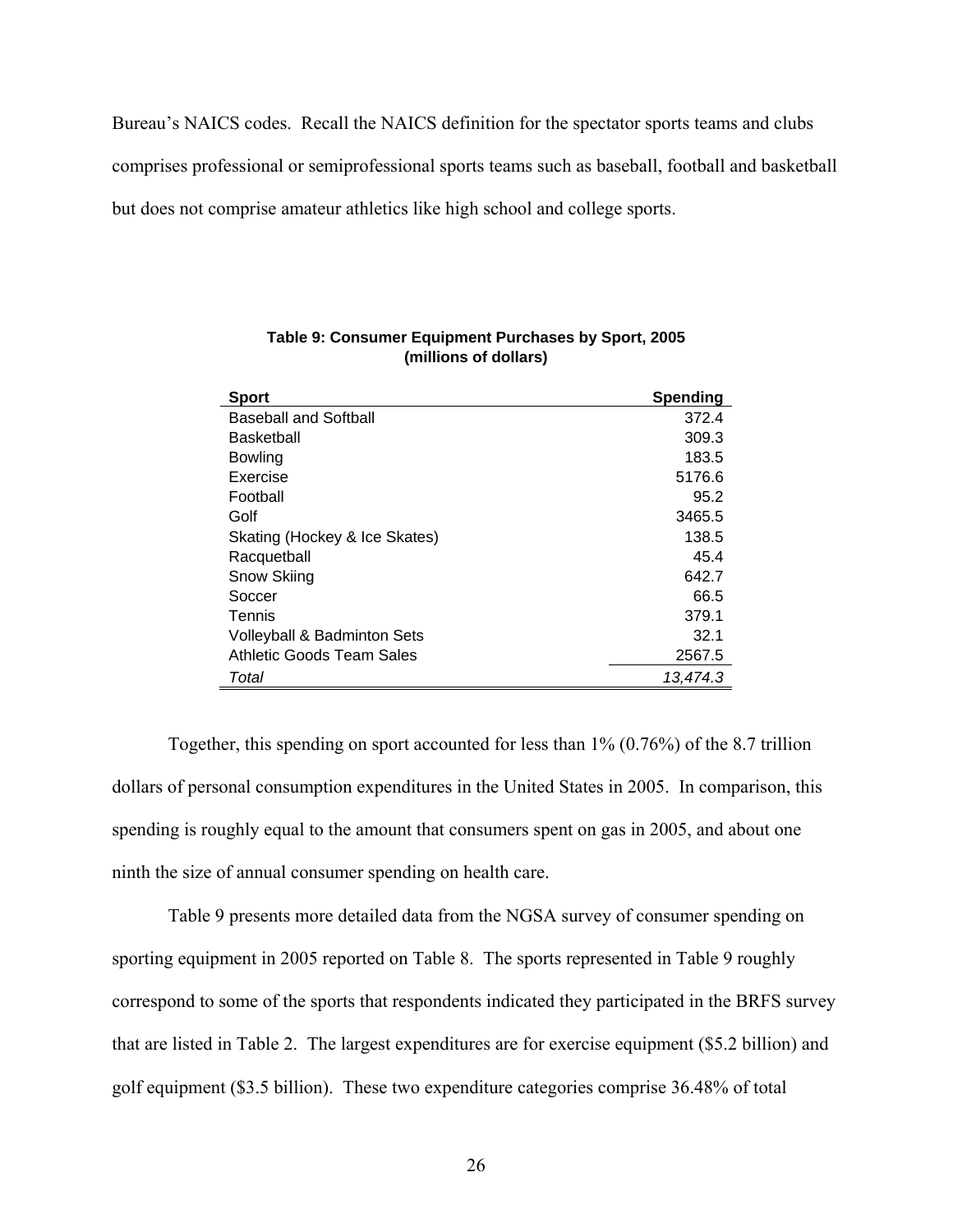Bureau's NAICS codes. Recall the NAICS definition for the spectator sports teams and clubs comprises professional or semiprofessional sports teams such as baseball, football and basketball but does not comprise amateur athletics like high school and college sports.

**Table 9: Consumer Equipment Purchases by Sport, 2005 (millions of dollars)**

| Sport | Spending |
|---|---|
| Baseball and Softball | 372.4 |
| Basketball | 309.3 |
| Bowling | 183.5 |
| Exercise | 5176.6 |
| Football | 95.2 |
| Golf | 3465.5 |
| Skating (Hockey & Ice Skates) | 138.5 |
| Racquetball | 45.4 |
| Snow Skiing | 642.7 |
| Soccer | 66.5 |
| Tennis | 379.1 |
| Volleyball & Badminton Sets | 32.1 |
| Athletic Goods Team Sales | 2567.5 |
| *Total* | *13,474.3* |

Together, this spending on sport accounted for less than 1% (0.76%) of the 8.7 trillion dollars of personal consumption expenditures in the United States in 2005. In comparison, this spending is roughly equal to the amount that consumers spent on gas in 2005, and about one ninth the size of annual consumer spending on health care.

Table 9 presents more detailed data from the NGSA survey of consumer spending on sporting equipment in 2005 reported on Table 8. The sports represented in Table 9 roughly correspond to some of the sports that respondents indicated they participated in the BRFS survey that are listed in Table 2. The largest expenditures are for exercise equipment ($5.2 billion) and golf equipment ($3.5 billion). These two expenditure categories comprise 36.48% of total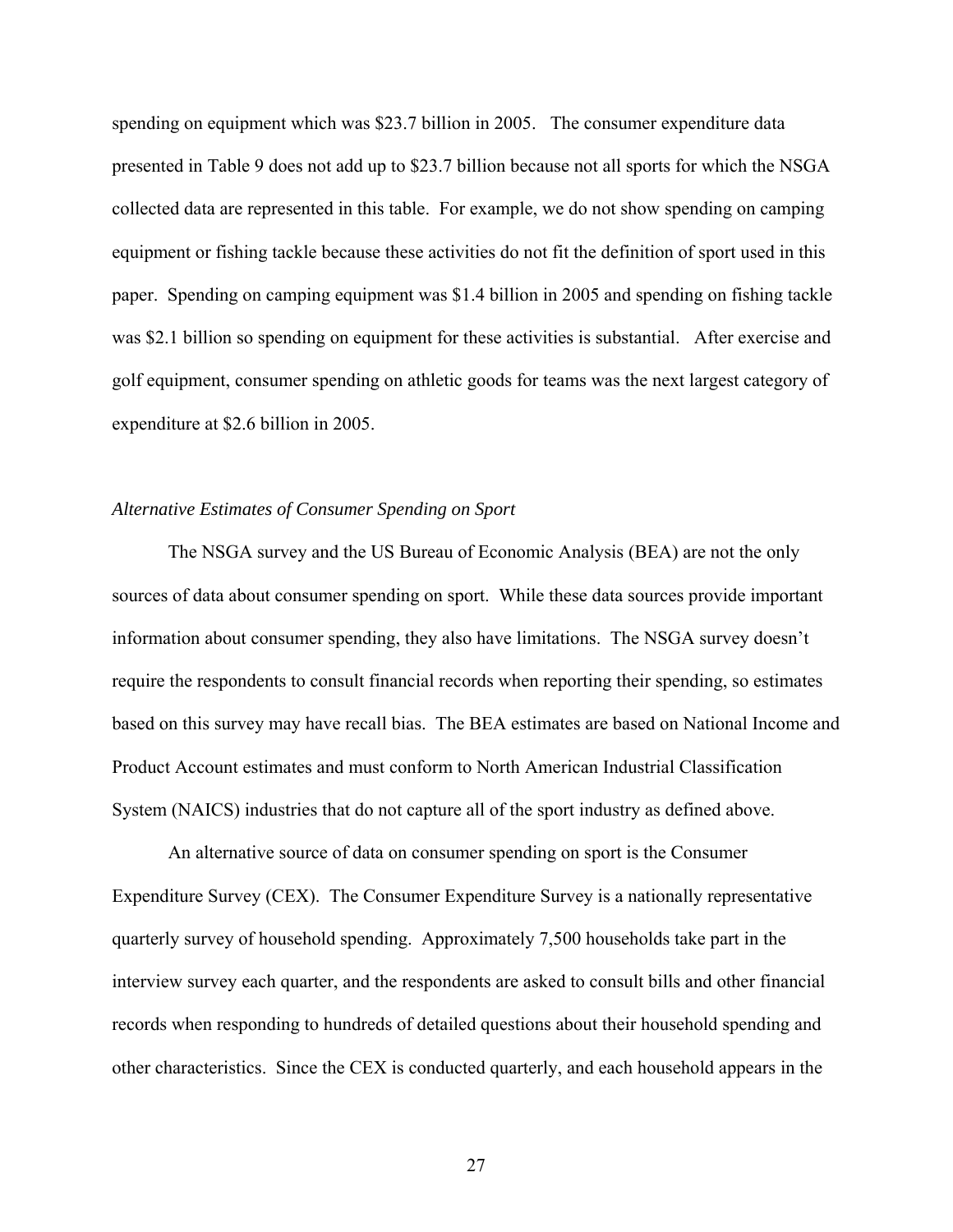spending on equipment which was $23.7 billion in 2005. The consumer expenditure data presented in Table 9 does not add up to $23.7 billion because not all sports for which the NSGA collected data are represented in this table. For example, we do not show spending on camping equipment or fishing tackle because these activities do not fit the definition of sport used in this paper. Spending on camping equipment was $1.4 billion in 2005 and spending on fishing tackle was $2.1 billion so spending on equipment for these activities is substantial. After exercise and golf equipment, consumer spending on athletic goods for teams was the next largest category of expenditure at $2.6 billion in 2005.

*Alternative Estimates of Consumer Spending on Sport*

The NSGA survey and the US Bureau of Economic Analysis (BEA) are not the only sources of data about consumer spending on sport. While these data sources provide important information about consumer spending, they also have limitations. The NSGA survey doesn't require the respondents to consult financial records when reporting their spending, so estimates based on this survey may have recall bias. The BEA estimates are based on National Income and Product Account estimates and must conform to North American Industrial Classification System (NAICS) industries that do not capture all of the sport industry as defined above.

An alternative source of data on consumer spending on sport is the Consumer Expenditure Survey (CEX). The Consumer Expenditure Survey is a nationally representative quarterly survey of household spending. Approximately 7,500 households take part in the interview survey each quarter, and the respondents are asked to consult bills and other financial records when responding to hundreds of detailed questions about their household spending and other characteristics. Since the CEX is conducted quarterly, and each household appears in the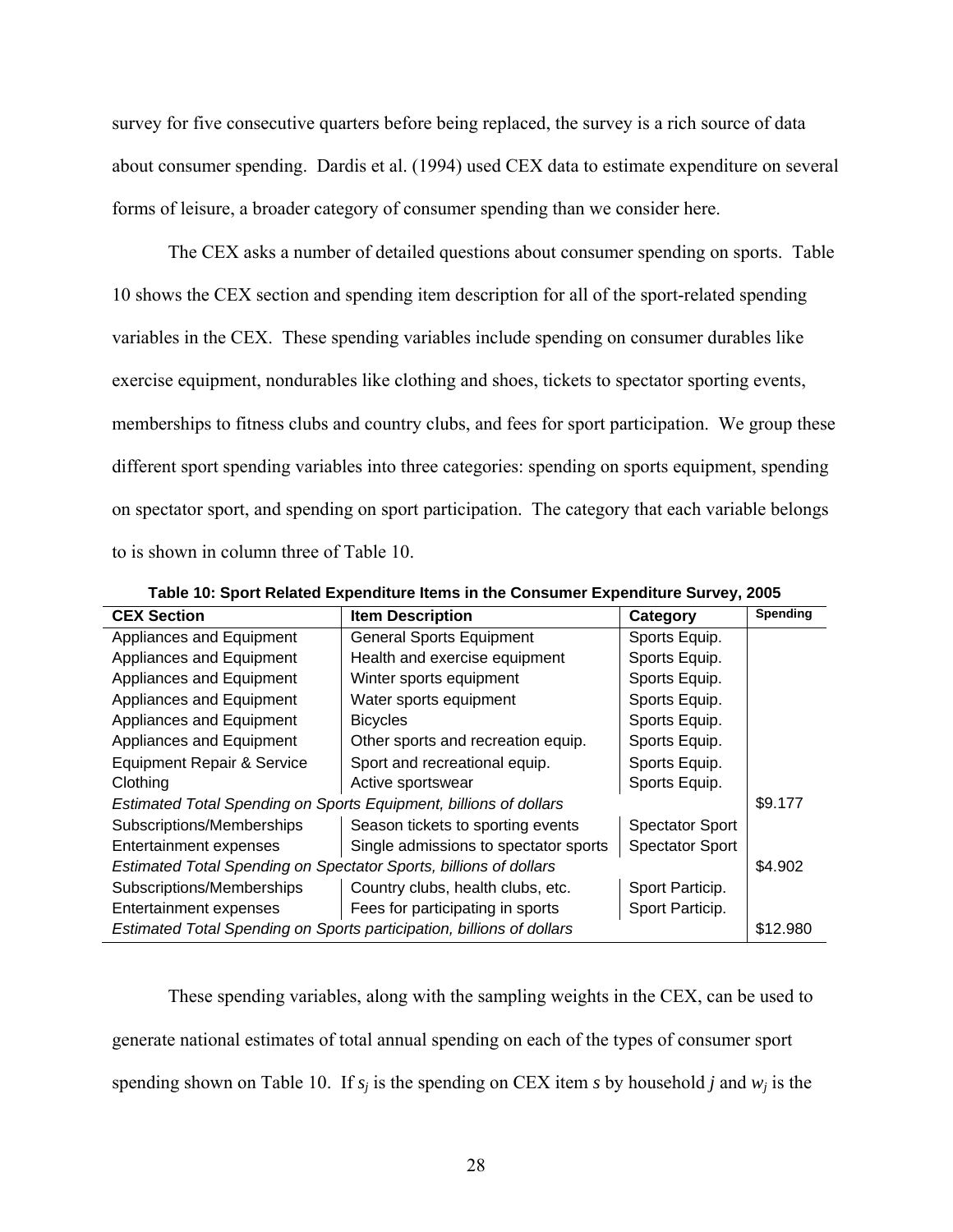survey for five consecutive quarters before being replaced, the survey is a rich source of data about consumer spending. Dardis et al. (1994) used CEX data to estimate expenditure on several forms of leisure, a broader category of consumer spending than we consider here.

The CEX asks a number of detailed questions about consumer spending on sports. Table 10 shows the CEX section and spending item description for all of the sport-related spending variables in the CEX. These spending variables include spending on consumer durables like exercise equipment, nondurables like clothing and shoes, tickets to spectator sporting events, memberships to fitness clubs and country clubs, and fees for sport participation. We group these different sport spending variables into three categories: spending on sports equipment, spending on spectator sport, and spending on sport participation. The category that each variable belongs to is shown in column three of Table 10.

**Table 10: Sport Related Expenditure Items in the Consumer Expenditure Survey, 2005**

| CEX Section | Item Description | Category | Spending |
|---|---|---|---|
| Appliances and Equipment | General Sports Equipment | Sports Equip. | |
| Appliances and Equipment | Health and exercise equipment | Sports Equip. | |
| Appliances and Equipment | Winter sports equipment | Sports Equip. | |
| Appliances and Equipment | Water sports equipment | Sports Equip. | |
| Appliances and Equipment | Bicycles | Sports Equip. | |
| Appliances and Equipment | Other sports and recreation equip. | Sports Equip. | |
| Equipment Repair & Service | Sport and recreational equip. | Sports Equip. | |
| Clothing | Active sportswear | Sports Equip. | |
| *Estimated Total Spending on Sports Equipment, billions of dollars* | | | $9.177 |
| Subscriptions/Memberships | Season tickets to sporting events | Spectator Sport | |
| Entertainment expenses | Single admissions to spectator sports | Spectator Sport | |
| *Estimated Total Spending on Spectator Sports, billions of dollars* | | | $4.902 |
| Subscriptions/Memberships | Country clubs, health clubs, etc. | Sport Particip. | |
| Entertainment expenses | Fees for participating in sports | Sport Particip. | |
| *Estimated Total Spending on Sports participation, billions of dollars* | | | $12.980 |

These spending variables, along with the sampling weights in the CEX, can be used to generate national estimates of total annual spending on each of the types of consumer sport spending shown on Table 10. If $s_j$ is the spending on CEX item $s$ by household $j$ and $w_j$ is the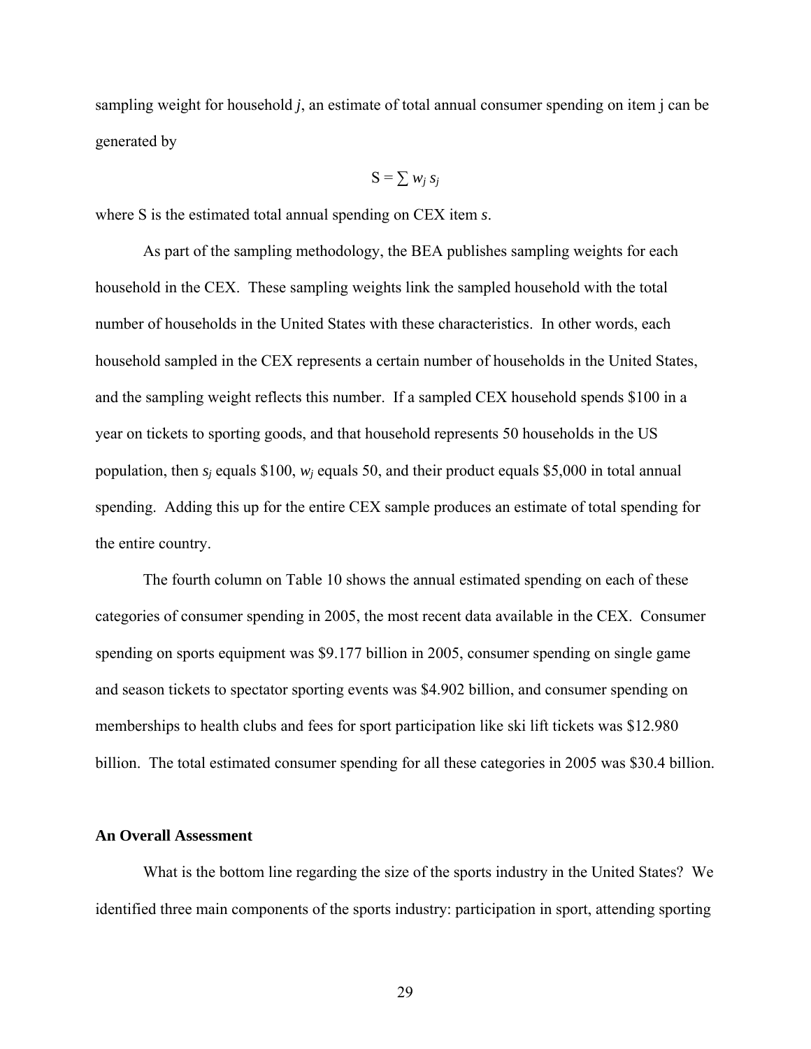sampling weight for household ***j***, an estimate of total annual consumer spending on item j can be generated by

$$S = \sum w_j \, s_j$$

where S is the estimated total annual spending on CEX item *s*.

As part of the sampling methodology, the BEA publishes sampling weights for each household in the CEX. These sampling weights link the sampled household with the total number of households in the United States with these characteristics. In other words, each household sampled in the CEX represents a certain number of households in the United States, and the sampling weight reflects this number. If a sampled CEX household spends \$100 in a year on tickets to sporting goods, and that household represents 50 households in the US population, then $s_j$ equals \$100, $w_j$ equals 50, and their product equals \$5,000 in total annual spending. Adding this up for the entire CEX sample produces an estimate of total spending for the entire country.

The fourth column on Table 10 shows the annual estimated spending on each of these categories of consumer spending in 2005, the most recent data available in the CEX. Consumer spending on sports equipment was \$9.177 billion in 2005, consumer spending on single game and season tickets to spectator sporting events was \$4.902 billion, and consumer spending on memberships to health clubs and fees for sport participation like ski lift tickets was \$12.980 billion. The total estimated consumer spending for all these categories in 2005 was \$30.4 billion.

**An Overall Assessment**

What is the bottom line regarding the size of the sports industry in the United States? We identified three main components of the sports industry: participation in sport, attending sporting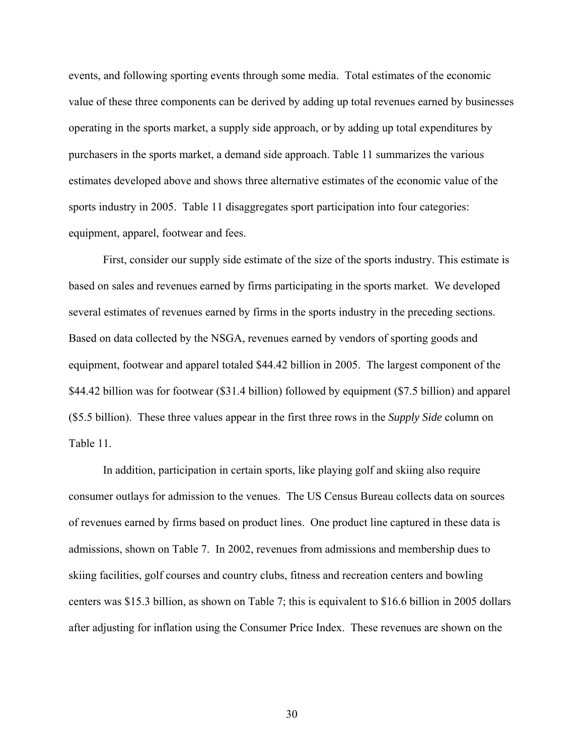events, and following sporting events through some media. Total estimates of the economic value of these three components can be derived by adding up total revenues earned by businesses operating in the sports market, a supply side approach, or by adding up total expenditures by purchasers in the sports market, a demand side approach. Table 11 summarizes the various estimates developed above and shows three alternative estimates of the economic value of the sports industry in 2005. Table 11 disaggregates sport participation into four categories: equipment, apparel, footwear and fees.

First, consider our supply side estimate of the size of the sports industry. This estimate is based on sales and revenues earned by firms participating in the sports market. We developed several estimates of revenues earned by firms in the sports industry in the preceding sections. Based on data collected by the NSGA, revenues earned by vendors of sporting goods and equipment, footwear and apparel totaled $44.42 billion in 2005. The largest component of the $44.42 billion was for footwear ($31.4 billion) followed by equipment ($7.5 billion) and apparel ($5.5 billion). These three values appear in the first three rows in the *Supply Side* column on Table 11.

In addition, participation in certain sports, like playing golf and skiing also require consumer outlays for admission to the venues. The US Census Bureau collects data on sources of revenues earned by firms based on product lines. One product line captured in these data is admissions, shown on Table 7. In 2002, revenues from admissions and membership dues to skiing facilities, golf courses and country clubs, fitness and recreation centers and bowling centers was $15.3 billion, as shown on Table 7; this is equivalent to $16.6 billion in 2005 dollars after adjusting for inflation using the Consumer Price Index. These revenues are shown on the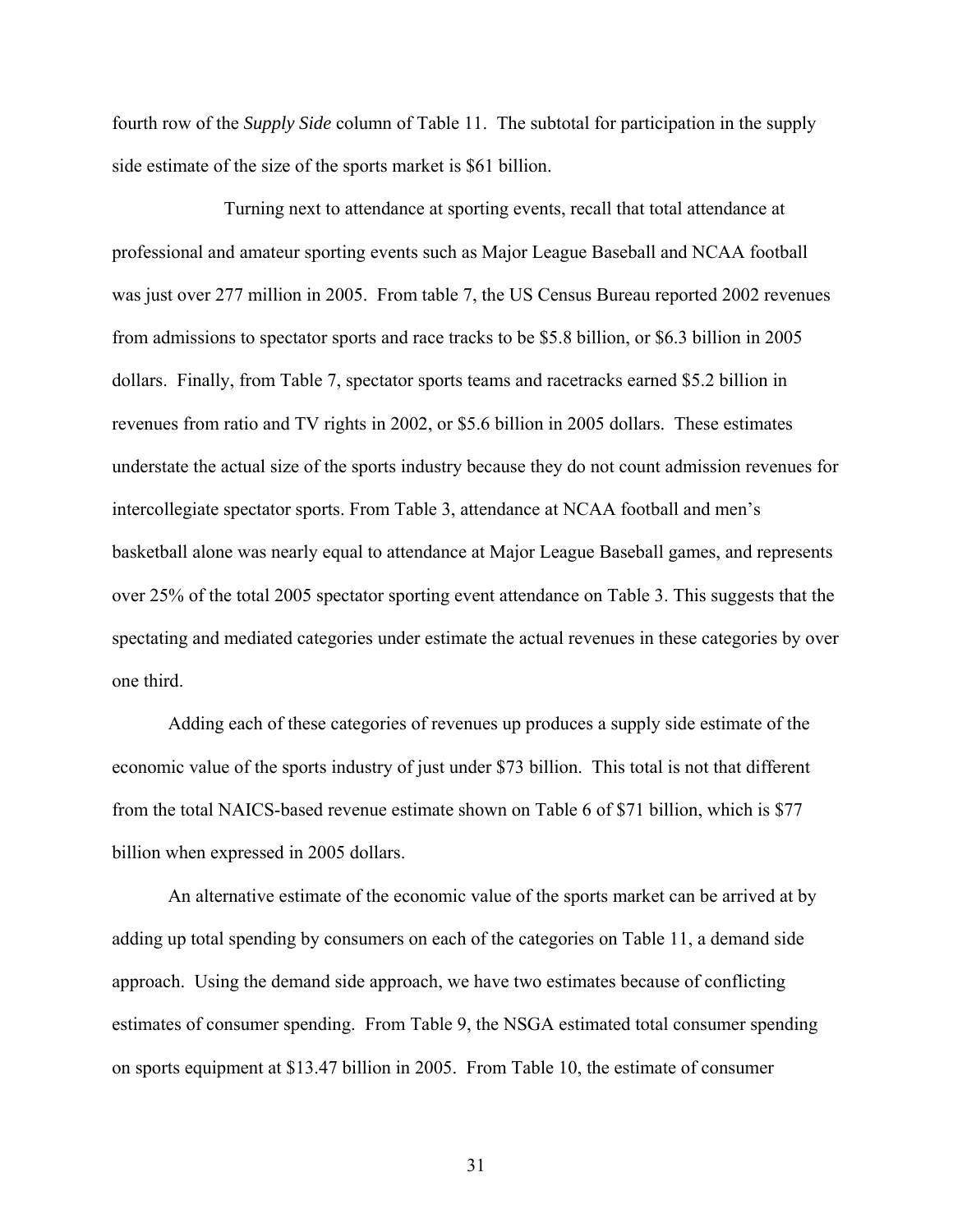fourth row of the *Supply Side* column of Table 11. The subtotal for participation in the supply side estimate of the size of the sports market is $61 billion.

Turning next to attendance at sporting events, recall that total attendance at professional and amateur sporting events such as Major League Baseball and NCAA football was just over 277 million in 2005. From table 7, the US Census Bureau reported 2002 revenues from admissions to spectator sports and race tracks to be $5.8 billion, or $6.3 billion in 2005 dollars. Finally, from Table 7, spectator sports teams and racetracks earned $5.2 billion in revenues from ratio and TV rights in 2002, or $5.6 billion in 2005 dollars. These estimates understate the actual size of the sports industry because they do not count admission revenues for intercollegiate spectator sports. From Table 3, attendance at NCAA football and men's basketball alone was nearly equal to attendance at Major League Baseball games, and represents over 25% of the total 2005 spectator sporting event attendance on Table 3. This suggests that the spectating and mediated categories under estimate the actual revenues in these categories by over one third.

Adding each of these categories of revenues up produces a supply side estimate of the economic value of the sports industry of just under $73 billion. This total is not that different from the total NAICS-based revenue estimate shown on Table 6 of $71 billion, which is $77 billion when expressed in 2005 dollars.

An alternative estimate of the economic value of the sports market can be arrived at by adding up total spending by consumers on each of the categories on Table 11, a demand side approach. Using the demand side approach, we have two estimates because of conflicting estimates of consumer spending. From Table 9, the NSGA estimated total consumer spending on sports equipment at $13.47 billion in 2005. From Table 10, the estimate of consumer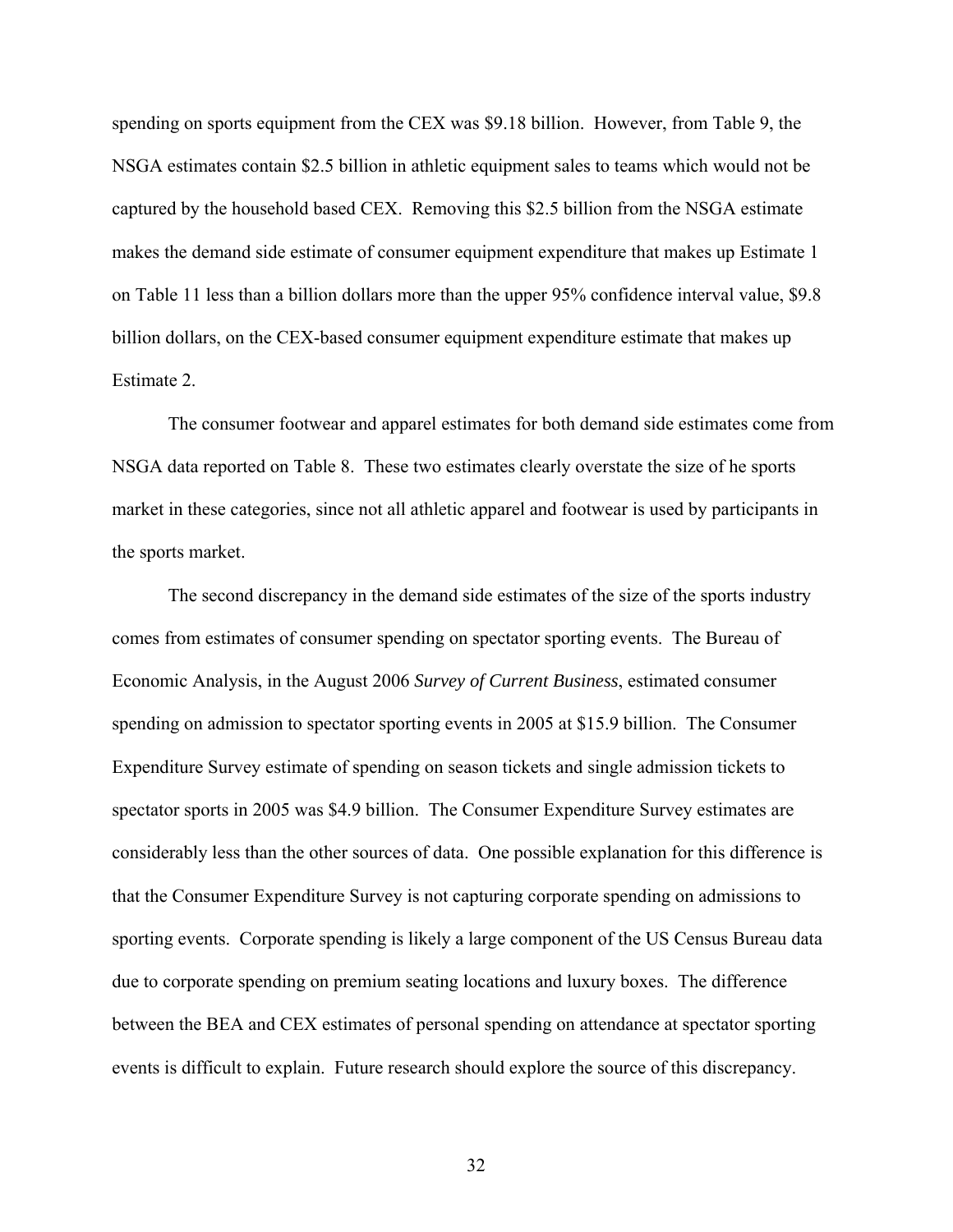spending on sports equipment from the CEX was \$9.18 billion. However, from Table 9, the NSGA estimates contain \$2.5 billion in athletic equipment sales to teams which would not be captured by the household based CEX. Removing this \$2.5 billion from the NSGA estimate makes the demand side estimate of consumer equipment expenditure that makes up Estimate 1 on Table 11 less than a billion dollars more than the upper 95% confidence interval value, \$9.8 billion dollars, on the CEX-based consumer equipment expenditure estimate that makes up Estimate 2.

The consumer footwear and apparel estimates for both demand side estimates come from NSGA data reported on Table 8. These two estimates clearly overstate the size of he sports market in these categories, since not all athletic apparel and footwear is used by participants in the sports market.

The second discrepancy in the demand side estimates of the size of the sports industry comes from estimates of consumer spending on spectator sporting events. The Bureau of Economic Analysis, in the August 2006 *Survey of Current Business*, estimated consumer spending on admission to spectator sporting events in 2005 at \$15.9 billion. The Consumer Expenditure Survey estimate of spending on season tickets and single admission tickets to spectator sports in 2005 was \$4.9 billion. The Consumer Expenditure Survey estimates are considerably less than the other sources of data. One possible explanation for this difference is that the Consumer Expenditure Survey is not capturing corporate spending on admissions to sporting events. Corporate spending is likely a large component of the US Census Bureau data due to corporate spending on premium seating locations and luxury boxes. The difference between the BEA and CEX estimates of personal spending on attendance at spectator sporting events is difficult to explain. Future research should explore the source of this discrepancy.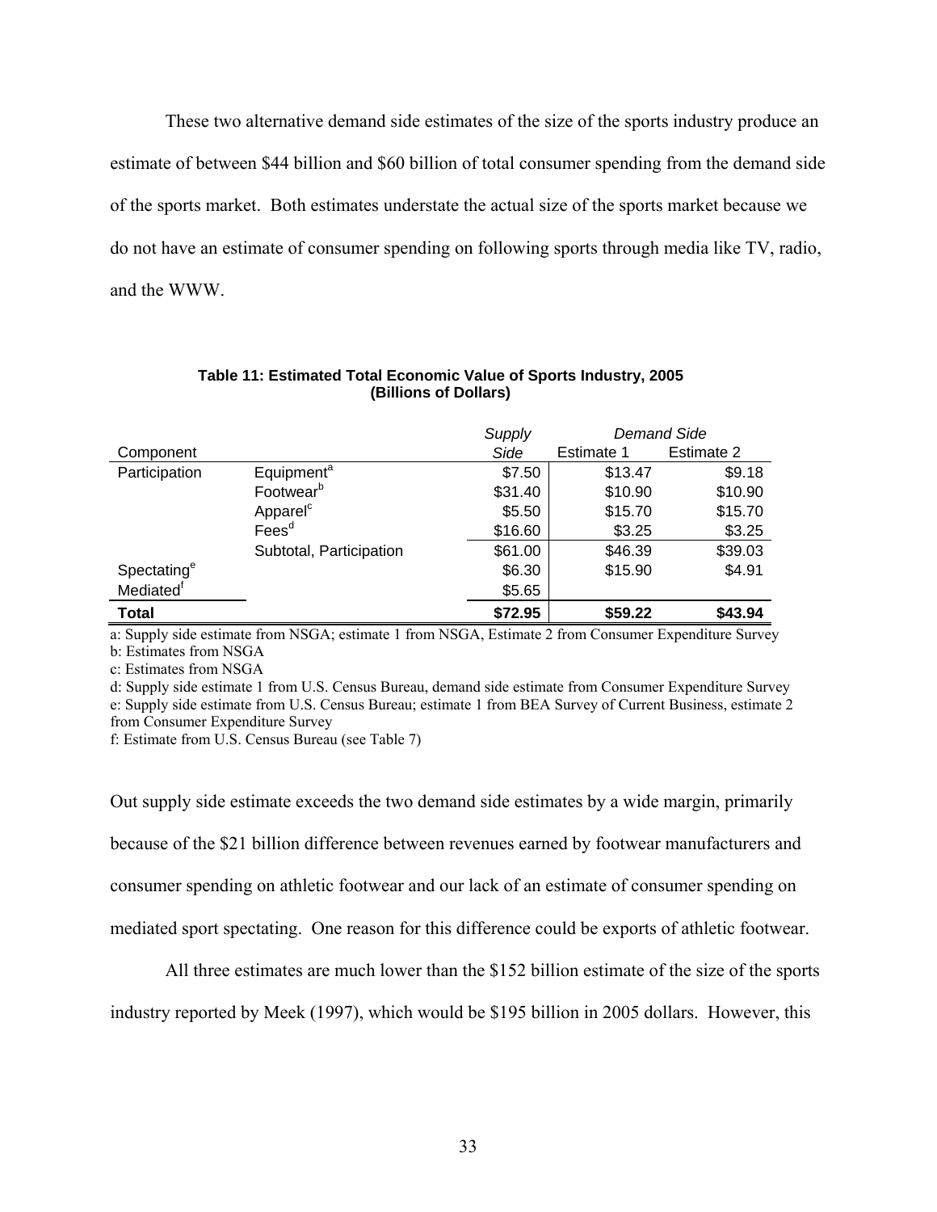These two alternative demand side estimates of the size of the sports industry produce an estimate of between $44 billion and $60 billion of total consumer spending from the demand side of the sports market. Both estimates understate the actual size of the sports market because we do not have an estimate of consumer spending on following sports through media like TV, radio, and the WWW.

**Table 11: Estimated Total Economic Value of Sports Industry, 2005 (Billions of Dollars)**

| Component | | *Supply Side* | *Demand Side* Estimate 1 | *Demand Side* Estimate 2 |
|---|---|---|---|---|
| Participation | Equipment[a] | $7.50 | $13.47 | $9.18 |
| | Footwear[b] | $31.40 | $10.90 | $10.90 |
| | Apparel[c] | $5.50 | $15.70 | $15.70 |
| | Fees[d] | $16.60 | $3.25 | $3.25 |
| | Subtotal, Participation | $61.00 | $46.39 | $39.03 |
| Spectating[e] | | $6.30 | $15.90 | $4.91 |
| Mediated[f] | | $5.65 | | |
| **Total** | | **$72.95** | **$59.22** | **$43.94** |

a: Supply side estimate from NSGA; estimate 1 from NSGA, Estimate 2 from Consumer Expenditure Survey
b: Estimates from NSGA
c: Estimates from NSGA
d: Supply side estimate 1 from U.S. Census Bureau, demand side estimate from Consumer Expenditure Survey
e: Supply side estimate from U.S. Census Bureau; estimate 1 from BEA Survey of Current Business, estimate 2 from Consumer Expenditure Survey
f: Estimate from U.S. Census Bureau (see Table 7)

Out supply side estimate exceeds the two demand side estimates by a wide margin, primarily because of the $21 billion difference between revenues earned by footwear manufacturers and consumer spending on athletic footwear and our lack of an estimate of consumer spending on mediated sport spectating. One reason for this difference could be exports of athletic footwear.

All three estimates are much lower than the $152 billion estimate of the size of the sports industry reported by Meek (1997), which would be $195 billion in 2005 dollars. However, this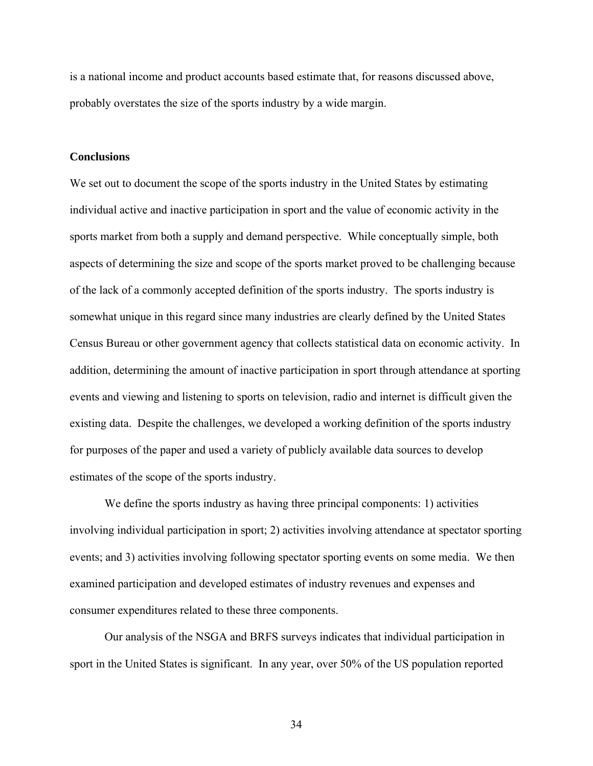is a national income and product accounts based estimate that, for reasons discussed above, probably overstates the size of the sports industry by a wide margin.

**Conclusions**

We set out to document the scope of the sports industry in the United States by estimating individual active and inactive participation in sport and the value of economic activity in the sports market from both a supply and demand perspective. While conceptually simple, both aspects of determining the size and scope of the sports market proved to be challenging because of the lack of a commonly accepted definition of the sports industry. The sports industry is somewhat unique in this regard since many industries are clearly defined by the United States Census Bureau or other government agency that collects statistical data on economic activity. In addition, determining the amount of inactive participation in sport through attendance at sporting events and viewing and listening to sports on television, radio and internet is difficult given the existing data. Despite the challenges, we developed a working definition of the sports industry for purposes of the paper and used a variety of publicly available data sources to develop estimates of the scope of the sports industry.

We define the sports industry as having three principal components: 1) activities involving individual participation in sport; 2) activities involving attendance at spectator sporting events; and 3) activities involving following spectator sporting events on some media. We then examined participation and developed estimates of industry revenues and expenses and consumer expenditures related to these three components.

Our analysis of the NSGA and BRFS surveys indicates that individual participation in sport in the United States is significant. In any year, over 50% of the US population reported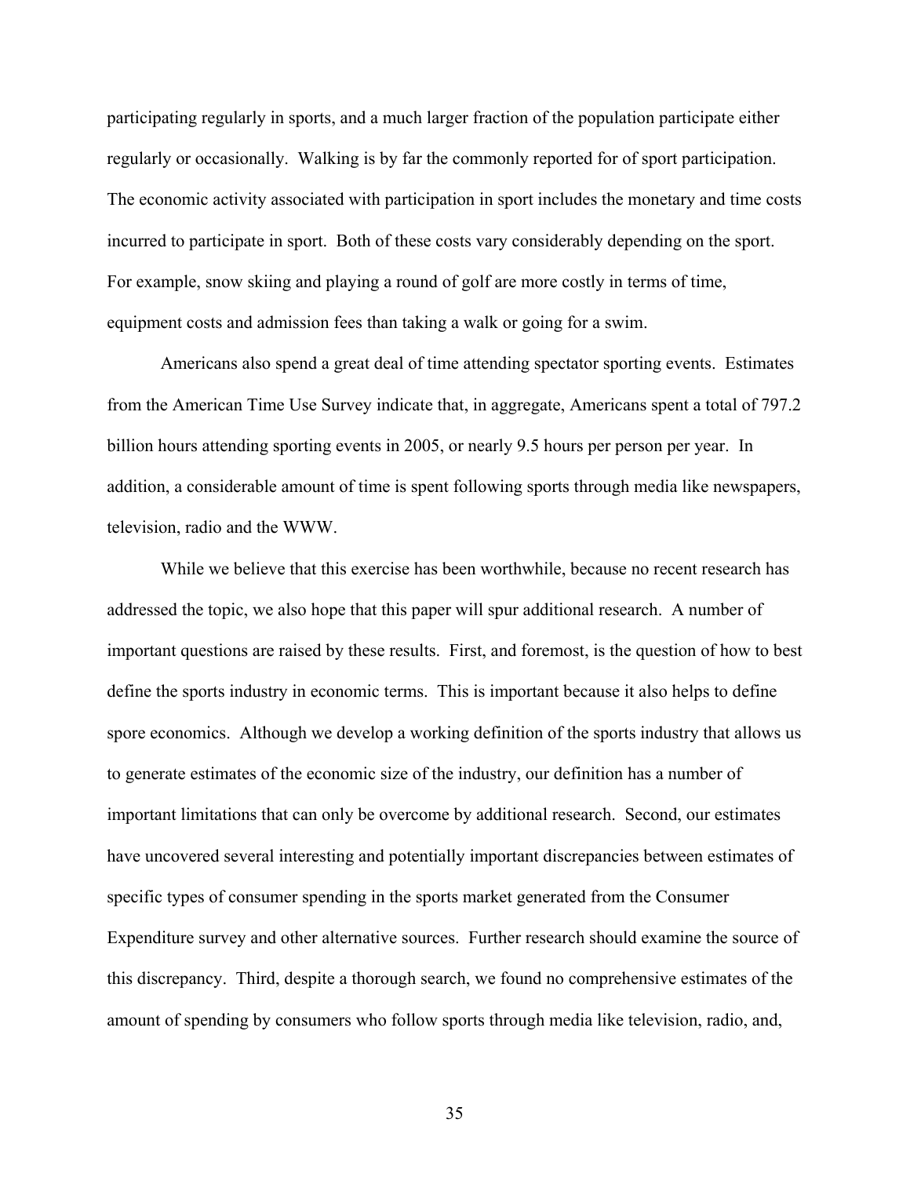participating regularly in sports, and a much larger fraction of the population participate either regularly or occasionally. Walking is by far the commonly reported for of sport participation. The economic activity associated with participation in sport includes the monetary and time costs incurred to participate in sport. Both of these costs vary considerably depending on the sport. For example, snow skiing and playing a round of golf are more costly in terms of time, equipment costs and admission fees than taking a walk or going for a swim.

Americans also spend a great deal of time attending spectator sporting events. Estimates from the American Time Use Survey indicate that, in aggregate, Americans spent a total of 797.2 billion hours attending sporting events in 2005, or nearly 9.5 hours per person per year. In addition, a considerable amount of time is spent following sports through media like newspapers, television, radio and the WWW.

While we believe that this exercise has been worthwhile, because no recent research has addressed the topic, we also hope that this paper will spur additional research. A number of important questions are raised by these results. First, and foremost, is the question of how to best define the sports industry in economic terms. This is important because it also helps to define spore economics. Although we develop a working definition of the sports industry that allows us to generate estimates of the economic size of the industry, our definition has a number of important limitations that can only be overcome by additional research. Second, our estimates have uncovered several interesting and potentially important discrepancies between estimates of specific types of consumer spending in the sports market generated from the Consumer Expenditure survey and other alternative sources. Further research should examine the source of this discrepancy. Third, despite a thorough search, we found no comprehensive estimates of the amount of spending by consumers who follow sports through media like television, radio, and,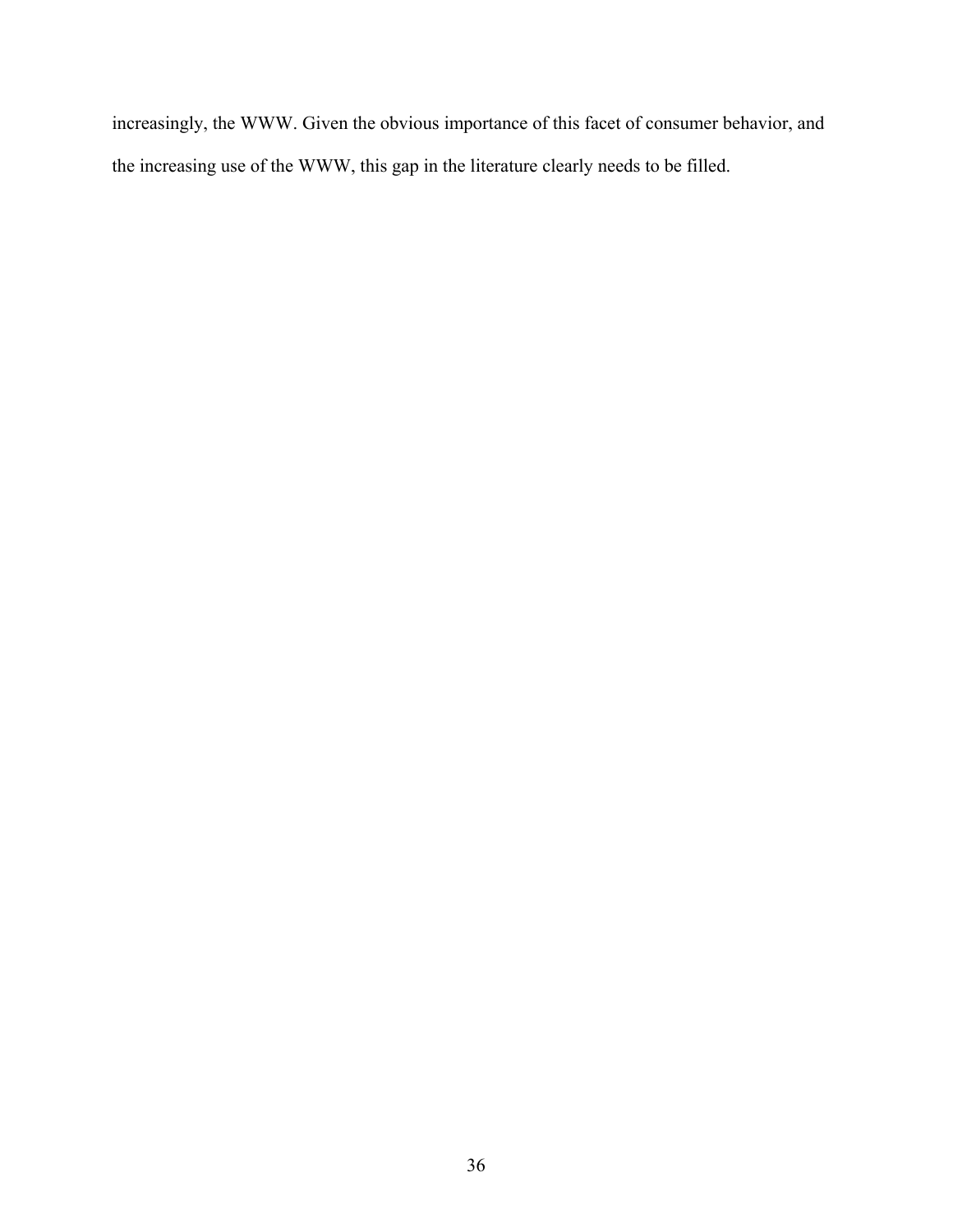increasingly, the WWW. Given the obvious importance of this facet of consumer behavior, and the increasing use of the WWW, this gap in the literature clearly needs to be filled.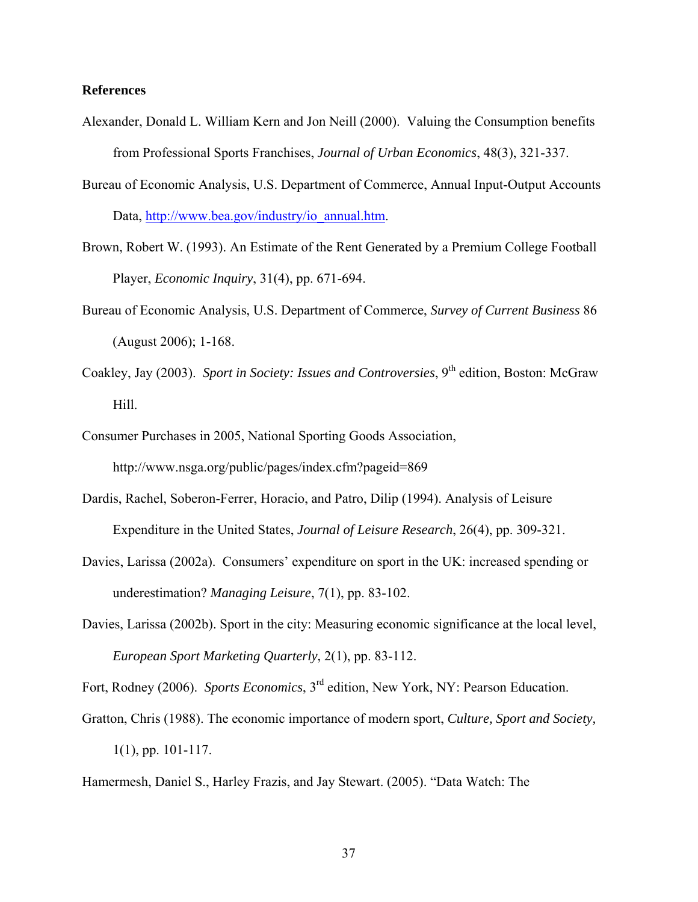**References**

Alexander, Donald L. William Kern and Jon Neill (2000). Valuing the Consumption benefits from Professional Sports Franchises, *Journal of Urban Economics*, 48(3), 321-337.

Bureau of Economic Analysis, U.S. Department of Commerce, Annual Input-Output Accounts Data, http://www.bea.gov/industry/io_annual.htm.

Brown, Robert W. (1993). An Estimate of the Rent Generated by a Premium College Football Player, *Economic Inquiry*, 31(4), pp. 671-694.

Bureau of Economic Analysis, U.S. Department of Commerce, *Survey of Current Business* 86 (August 2006); 1-168.

Coakley, Jay (2003). *Sport in Society: Issues and Controversies*, 9th edition, Boston: McGraw Hill.

Consumer Purchases in 2005, National Sporting Goods Association, http://www.nsga.org/public/pages/index.cfm?pageid=869

Dardis, Rachel, Soberon-Ferrer, Horacio, and Patro, Dilip (1994). Analysis of Leisure Expenditure in the United States, *Journal of Leisure Research*, 26(4), pp. 309-321.

Davies, Larissa (2002a). Consumers' expenditure on sport in the UK: increased spending or underestimation? *Managing Leisure*, 7(1), pp. 83-102.

Davies, Larissa (2002b). Sport in the city: Measuring economic significance at the local level, *European Sport Marketing Quarterly*, 2(1), pp. 83-112.

Fort, Rodney (2006). *Sports Economics*, 3rd edition, New York, NY: Pearson Education.

Gratton, Chris (1988). The economic importance of modern sport, *Culture, Sport and Society,* 1(1), pp. 101-117.

Hamermesh, Daniel S., Harley Frazis, and Jay Stewart. (2005). "Data Watch: The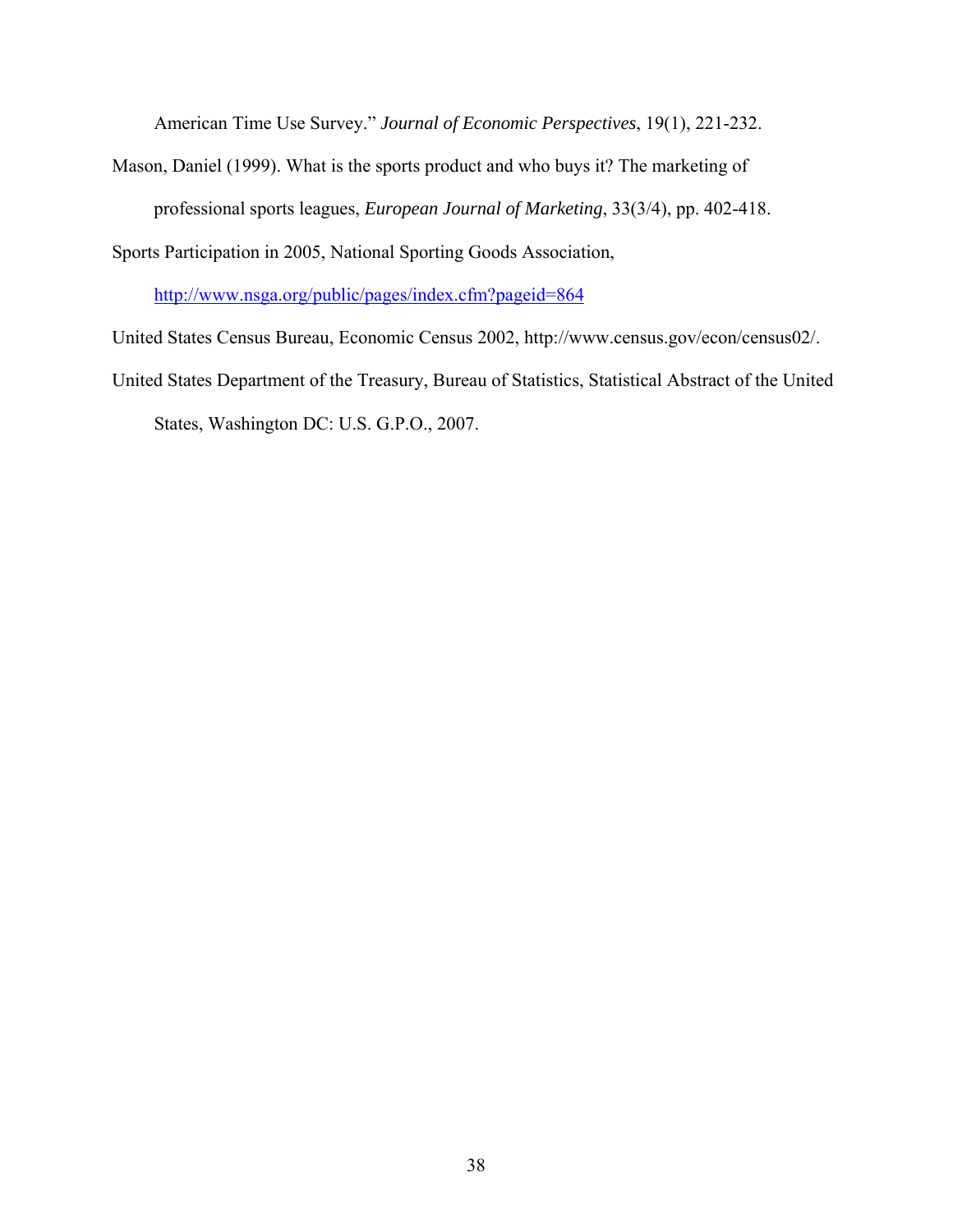American Time Use Survey." *Journal of Economic Perspectives*, 19(1), 221-232.

Mason, Daniel (1999). What is the sports product and who buys it? The marketing of professional sports leagues, *European Journal of Marketing*, 33(3/4), pp. 402-418.

Sports Participation in 2005, National Sporting Goods Association, http://www.nsga.org/public/pages/index.cfm?pageid=864

United States Census Bureau, Economic Census 2002, http://www.census.gov/econ/census02/.

United States Department of the Treasury, Bureau of Statistics, Statistical Abstract of the United States, Washington DC: U.S. G.P.O., 2007.